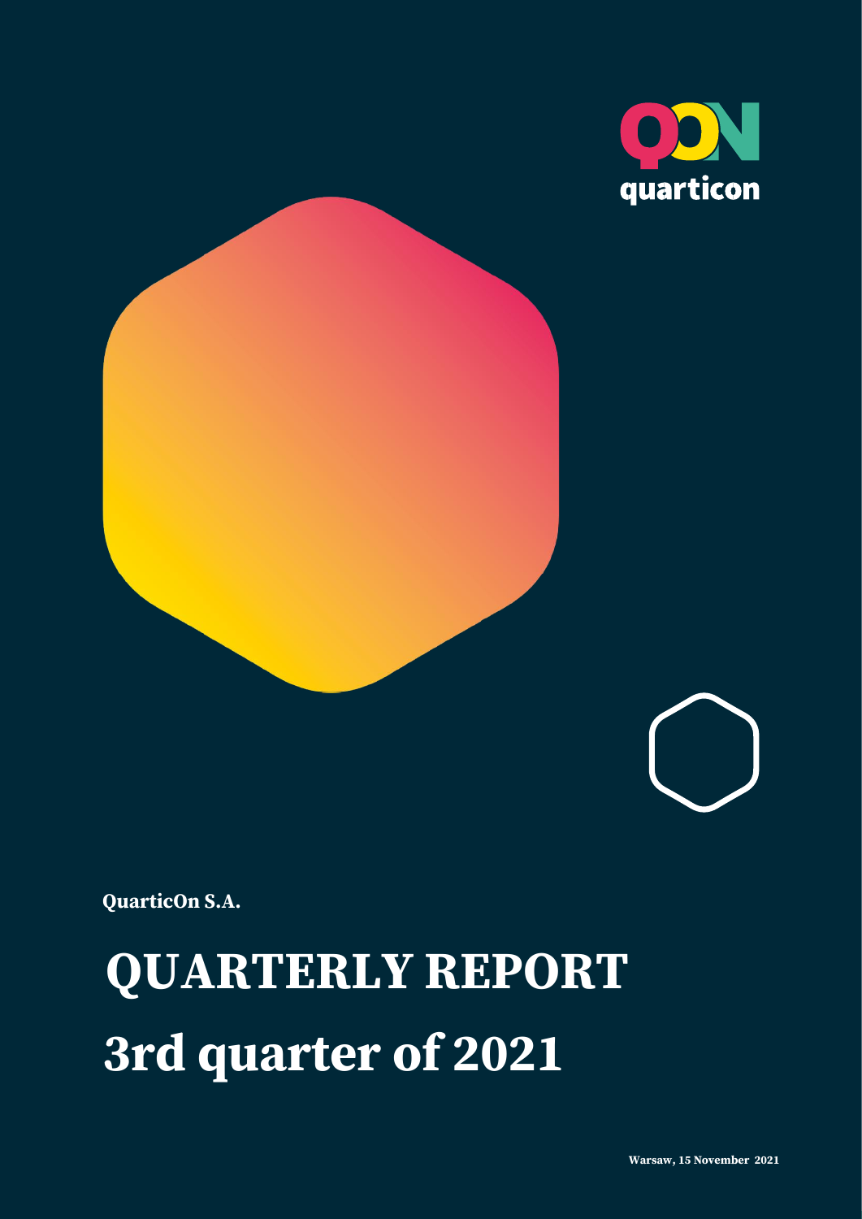quarticon

QuarticOn S.A.

# QUARTERLY REPORT
# 3rd quarter of 2021

Warsaw, 15 November 2021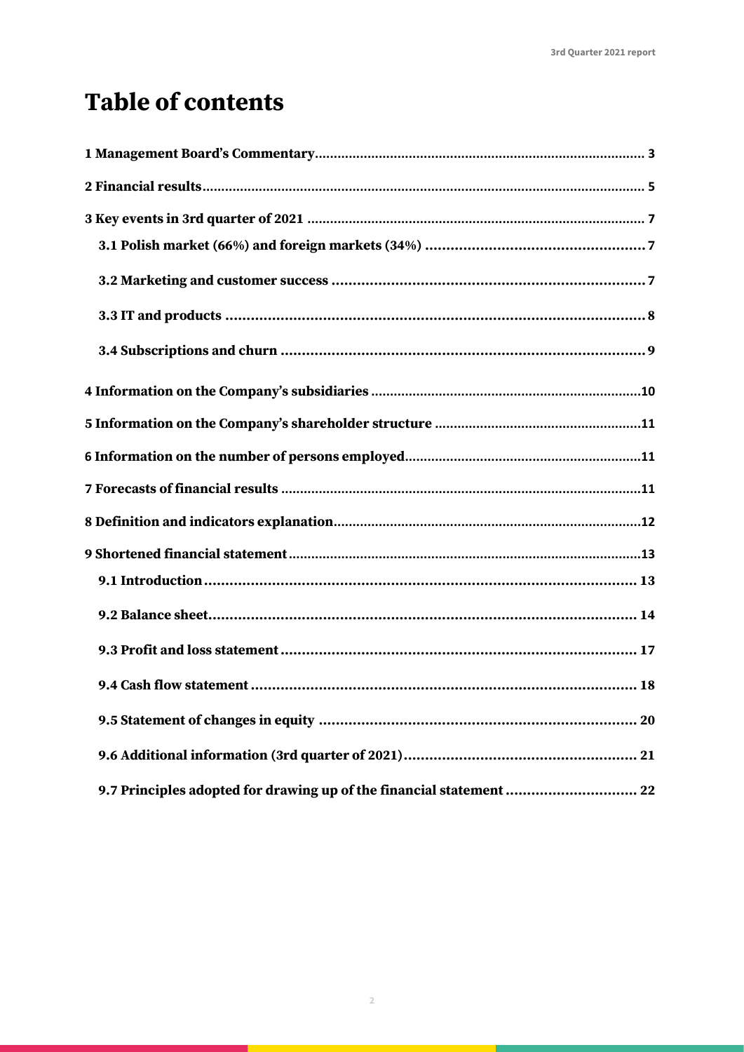# Table of contents

1 Management Board's Commentary ........ 3

2 Financial results ........ 5

3 Key events in 3rd quarter of 2021 ........ 7

- 3.1 Polish market (66%) and foreign markets (34%) ........ 7
- 3.2 Marketing and customer success ........ 7
- 3.3 IT and products ........ 8
- 3.4 Subscriptions and churn ........ 9

4 Information on the Company's subsidiaries ........ 10

5 Information on the Company's shareholder structure ........ 11

6 Information on the number of persons employed ........ 11

7 Forecasts of financial results ........ 11

8 Definition and indicators explanation ........ 12

9 Shortened financial statement ........ 13

- 9.1 Introduction ........ 13
- 9.2 Balance sheet ........ 14
- 9.3 Profit and loss statement ........ 17
- 9.4 Cash flow statement ........ 18
- 9.5 Statement of changes in equity ........ 20
- 9.6 Additional information (3rd quarter of 2021) ........ 21
- 9.7 Principles adopted for drawing up of the financial statement ........ 22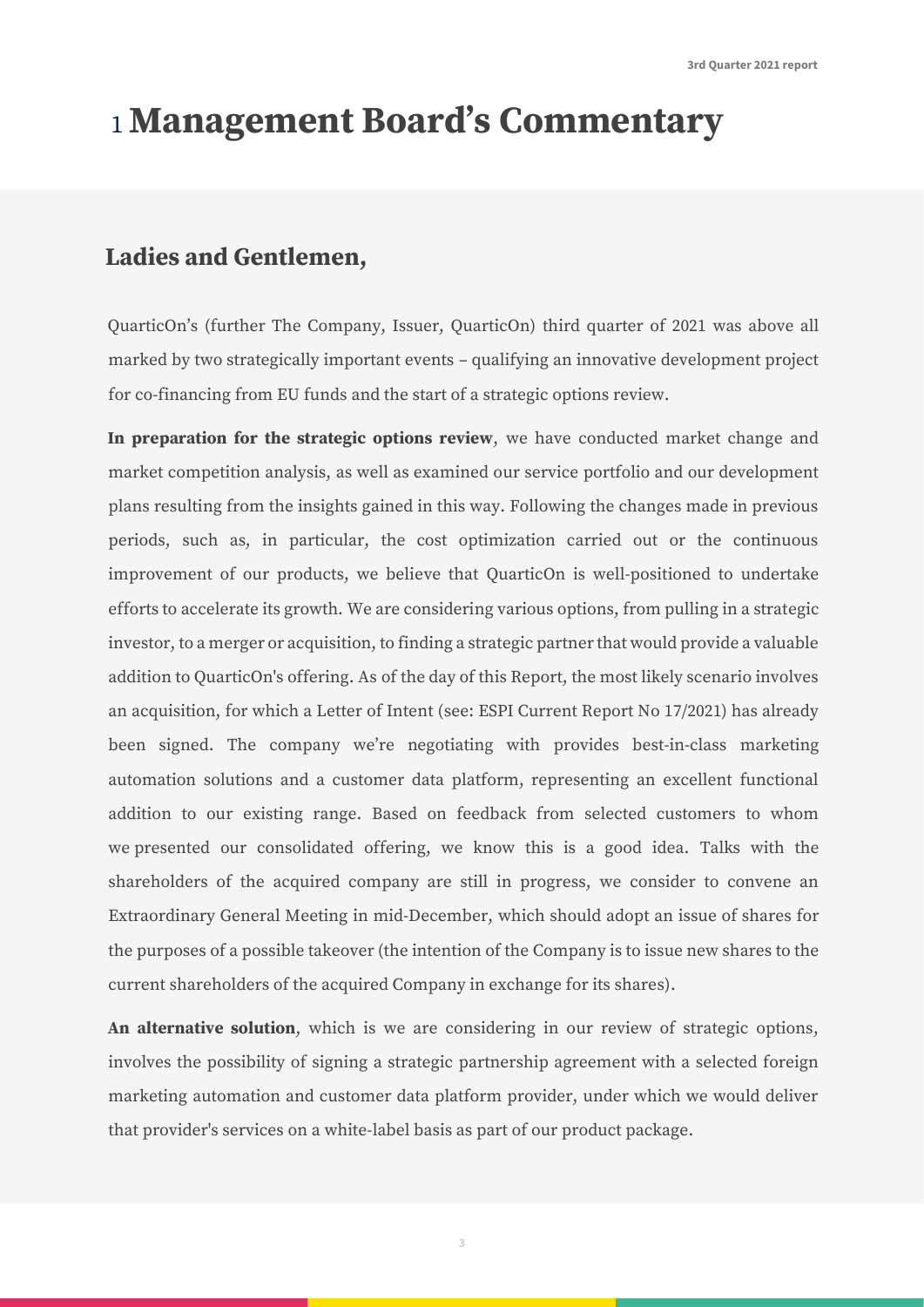# 1 Management Board's Commentary

## Ladies and Gentlemen,

QuarticOn's (further The Company, Issuer, QuarticOn) third quarter of 2021 was above all marked by two strategically important events – qualifying an innovative development project for co-financing from EU funds and the start of a strategic options review.

**In preparation for the strategic options review**, we have conducted market change and market competition analysis, as well as examined our service portfolio and our development plans resulting from the insights gained in this way. Following the changes made in previous periods, such as, in particular, the cost optimization carried out or the continuous improvement of our products, we believe that QuarticOn is well-positioned to undertake efforts to accelerate its growth. We are considering various options, from pulling in a strategic investor, to a merger or acquisition, to finding a strategic partner that would provide a valuable addition to QuarticOn's offering. As of the day of this Report, the most likely scenario involves an acquisition, for which a Letter of Intent (see: ESPI Current Report No 17/2021) has already been signed. The company we're negotiating with provides best-in-class marketing automation solutions and a customer data platform, representing an excellent functional addition to our existing range. Based on feedback from selected customers to whom we presented our consolidated offering, we know this is a good idea. Talks with the shareholders of the acquired company are still in progress, we consider to convene an Extraordinary General Meeting in mid-December, which should adopt an issue of shares for the purposes of a possible takeover (the intention of the Company is to issue new shares to the current shareholders of the acquired Company in exchange for its shares).

**An alternative solution**, which is we are considering in our review of strategic options, involves the possibility of signing a strategic partnership agreement with a selected foreign marketing automation and customer data platform provider, under which we would deliver that provider's services on a white-label basis as part of our product package.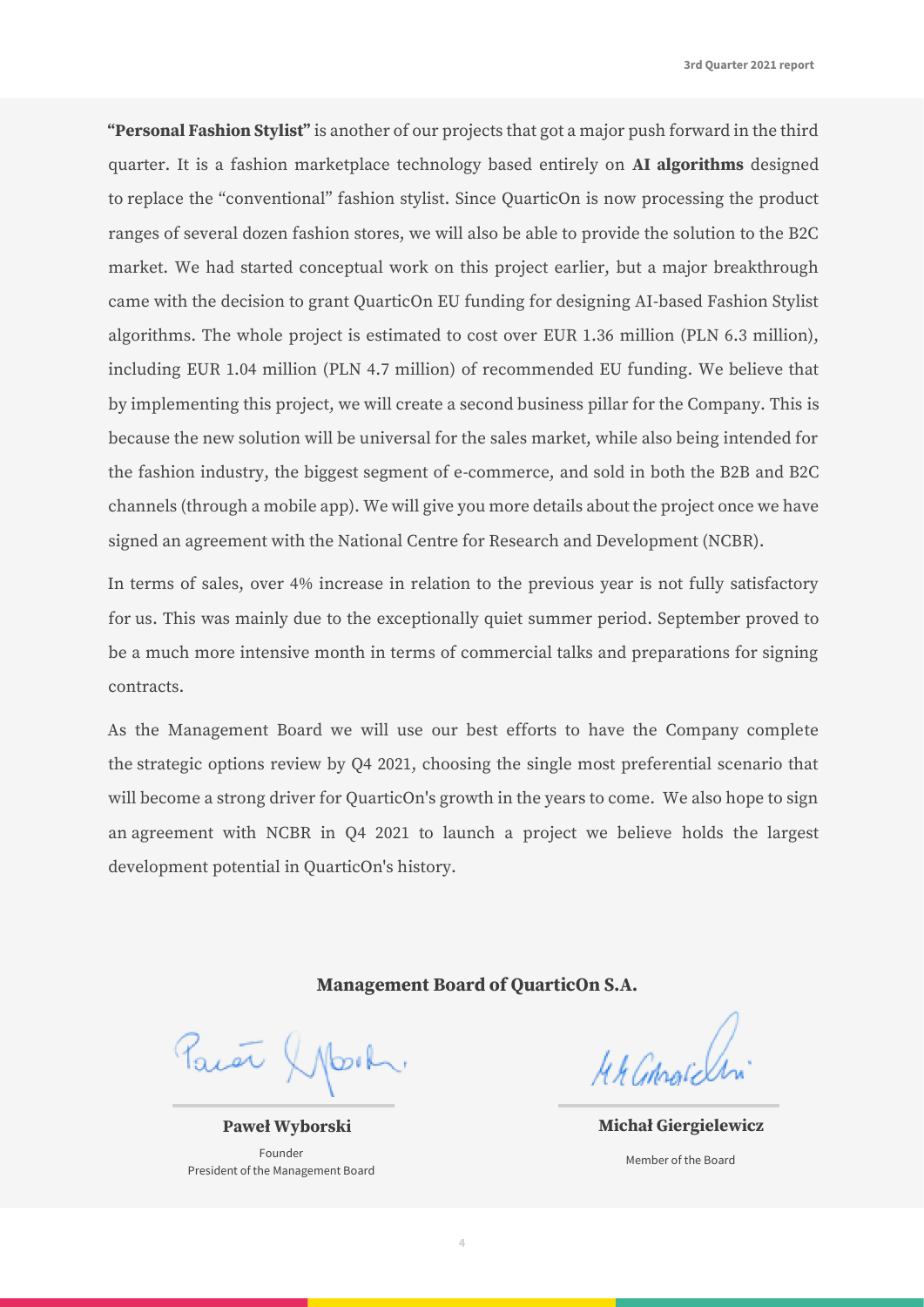**"Personal Fashion Stylist"** is another of our projects that got a major push forward in the third quarter. It is a fashion marketplace technology based entirely on **AI algorithms** designed to replace the "conventional" fashion stylist. Since QuarticOn is now processing the product ranges of several dozen fashion stores, we will also be able to provide the solution to the B2C market. We had started conceptual work on this project earlier, but a major breakthrough came with the decision to grant QuarticOn EU funding for designing AI-based Fashion Stylist algorithms. The whole project is estimated to cost over EUR 1.36 million (PLN 6.3 million), including EUR 1.04 million (PLN 4.7 million) of recommended EU funding. We believe that by implementing this project, we will create a second business pillar for the Company. This is because the new solution will be universal for the sales market, while also being intended for the fashion industry, the biggest segment of e-commerce, and sold in both the B2B and B2C channels (through a mobile app). We will give you more details about the project once we have signed an agreement with the National Centre for Research and Development (NCBR).

In terms of sales, over 4% increase in relation to the previous year is not fully satisfactory for us. This was mainly due to the exceptionally quiet summer period. September proved to be a much more intensive month in terms of commercial talks and preparations for signing contracts.

As the Management Board we will use our best efforts to have the Company complete the strategic options review by Q4 2021, choosing the single most preferential scenario that will become a strong driver for QuarticOn's growth in the years to come. We also hope to sign an agreement with NCBR in Q4 2021 to launch a project we believe holds the largest development potential in QuarticOn's history.

**Management Board of QuarticOn S.A.**

| **Paweł Wyborski** | **Michał Giergielewicz** |
| --- | --- |
| Founder<br>President of the Management Board | Member of the Board |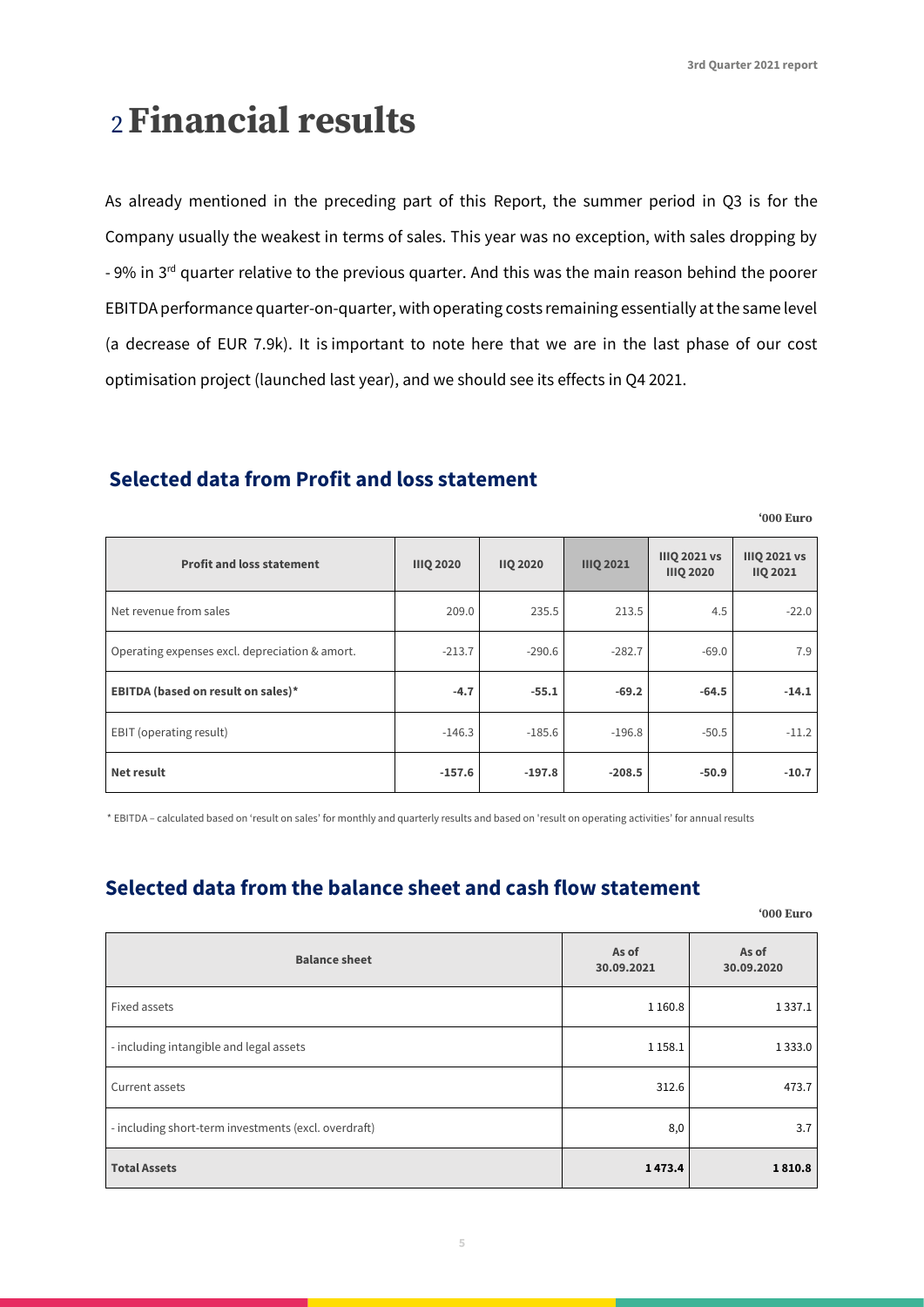# 2 Financial results

As already mentioned in the preceding part of this Report, the summer period in Q3 is for the Company usually the weakest in terms of sales. This year was no exception, with sales dropping by - 9% in 3rd quarter relative to the previous quarter. And this was the main reason behind the poorer EBITDA performance quarter-on-quarter, with operating costs remaining essentially at the same level (a decrease of EUR 7.9k). It is important to note here that we are in the last phase of our cost optimisation project (launched last year), and we should see its effects in Q4 2021.

## Selected data from Profit and loss statement

'000 Euro

| Profit and loss statement | IIIQ 2020 | IIQ 2020 | IIIQ 2021 | IIIQ 2021 vs IIIQ 2020 | IIIQ 2021 vs IIQ 2021 |
|---|---|---|---|---|---|
| Net revenue from sales | 209.0 | 235.5 | 213.5 | 4.5 | -22.0 |
| Operating expenses excl. depreciation & amort. | -213.7 | -290.6 | -282.7 | -69.0 | 7.9 |
| **EBITDA (based on result on sales)*** | **-4.7** | **-55.1** | **-69.2** | **-64.5** | **-14.1** |
| EBIT (operating result) | -146.3 | -185.6 | -196.8 | -50.5 | -11.2 |
| **Net result** | **-157.6** | **-197.8** | **-208.5** | **-50.9** | **-10.7** |

\* EBITDA – calculated based on 'result on sales' for monthly and quarterly results and based on 'result on operating activities' for annual results

## Selected data from the balance sheet and cash flow statement

'000 Euro

| Balance sheet | As of 30.09.2021 | As of 30.09.2020 |
|---|---|---|
| Fixed assets | 1 160.8 | 1 337.1 |
| - including intangible and legal assets | 1 158.1 | 1 333.0 |
| Current assets | 312.6 | 473.7 |
| - including short-term investments (excl. overdraft) | 8,0 | 3.7 |
| **Total Assets** | **1 473.4** | **1 810.8** |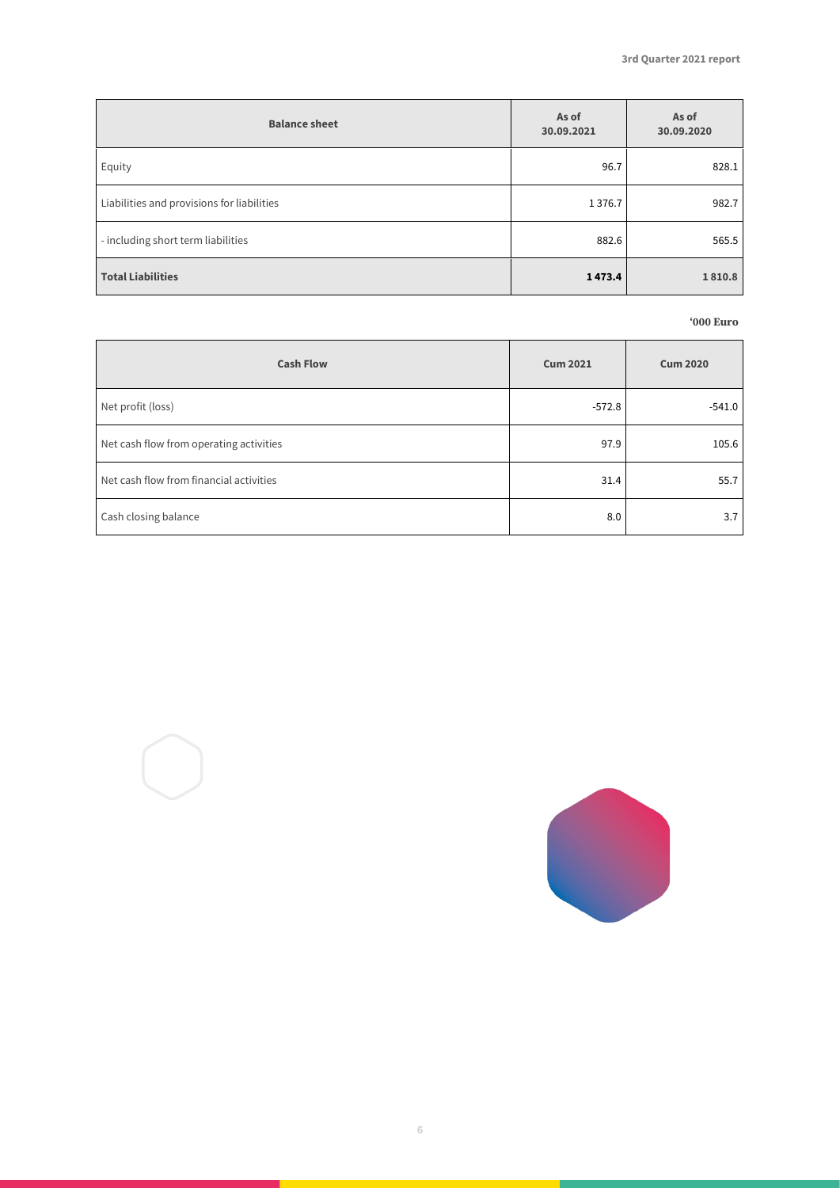| Balance sheet | As of 30.09.2021 | As of 30.09.2020 |
| --- | --- | --- |
| Equity | 96.7 | 828.1 |
| Liabilities and provisions for liabilities | 1 376.7 | 982.7 |
| - including short term liabilities | 882.6 | 565.5 |
| **Total Liabilities** | **1 473.4** | **1 810.8** |

**'000 Euro**

| Cash Flow | Cum 2021 | Cum 2020 |
| --- | --- | --- |
| Net profit (loss) | -572.8 | -541.0 |
| Net cash flow from operating activities | 97.9 | 105.6 |
| Net cash flow from financial activities | 31.4 | 55.7 |
| Cash closing balance | 8.0 | 3.7 |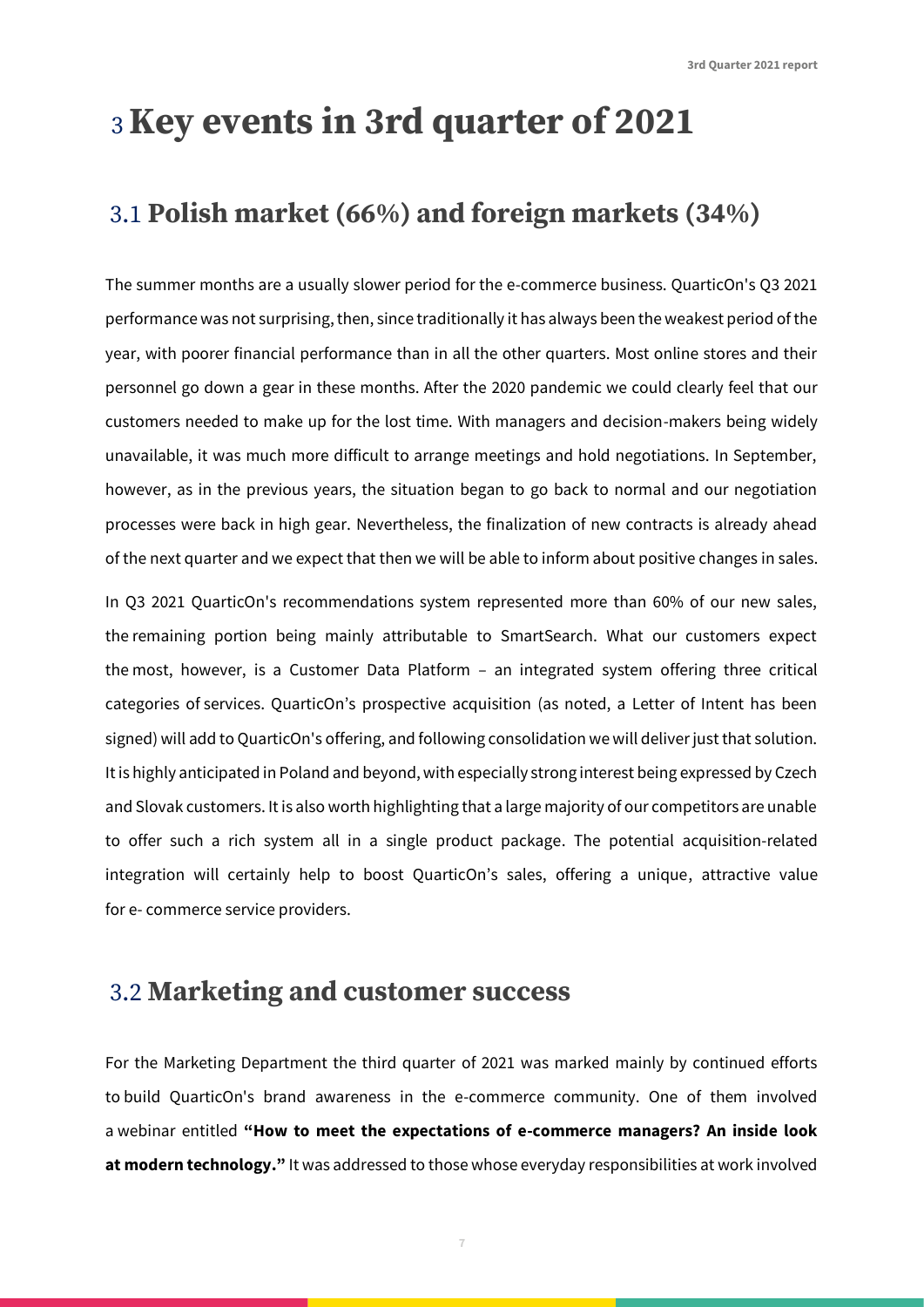# 3 Key events in 3rd quarter of 2021

## 3.1 Polish market (66%) and foreign markets (34%)

The summer months are a usually slower period for the e-commerce business. QuarticOn's Q3 2021 performance was not surprising, then, since traditionally it has always been the weakest period of the year, with poorer financial performance than in all the other quarters. Most online stores and their personnel go down a gear in these months. After the 2020 pandemic we could clearly feel that our customers needed to make up for the lost time. With managers and decision-makers being widely unavailable, it was much more difficult to arrange meetings and hold negotiations. In September, however, as in the previous years, the situation began to go back to normal and our negotiation processes were back in high gear. Nevertheless, the finalization of new contracts is already ahead of the next quarter and we expect that then we will be able to inform about positive changes in sales.

In Q3 2021 QuarticOn's recommendations system represented more than 60% of our new sales, the remaining portion being mainly attributable to SmartSearch. What our customers expect the most, however, is a Customer Data Platform – an integrated system offering three critical categories of services. QuarticOn's prospective acquisition (as noted, a Letter of Intent has been signed) will add to QuarticOn's offering, and following consolidation we will deliver just that solution. It is highly anticipated in Poland and beyond, with especially strong interest being expressed by Czech and Slovak customers. It is also worth highlighting that a large majority of our competitors are unable to offer such a rich system all in a single product package. The potential acquisition-related integration will certainly help to boost QuarticOn's sales, offering a unique, attractive value for e- commerce service providers.

## 3.2 Marketing and customer success

For the Marketing Department the third quarter of 2021 was marked mainly by continued efforts to build QuarticOn's brand awareness in the e-commerce community. One of them involved a webinar entitled **"How to meet the expectations of e-commerce managers? An inside look at modern technology."** It was addressed to those whose everyday responsibilities at work involved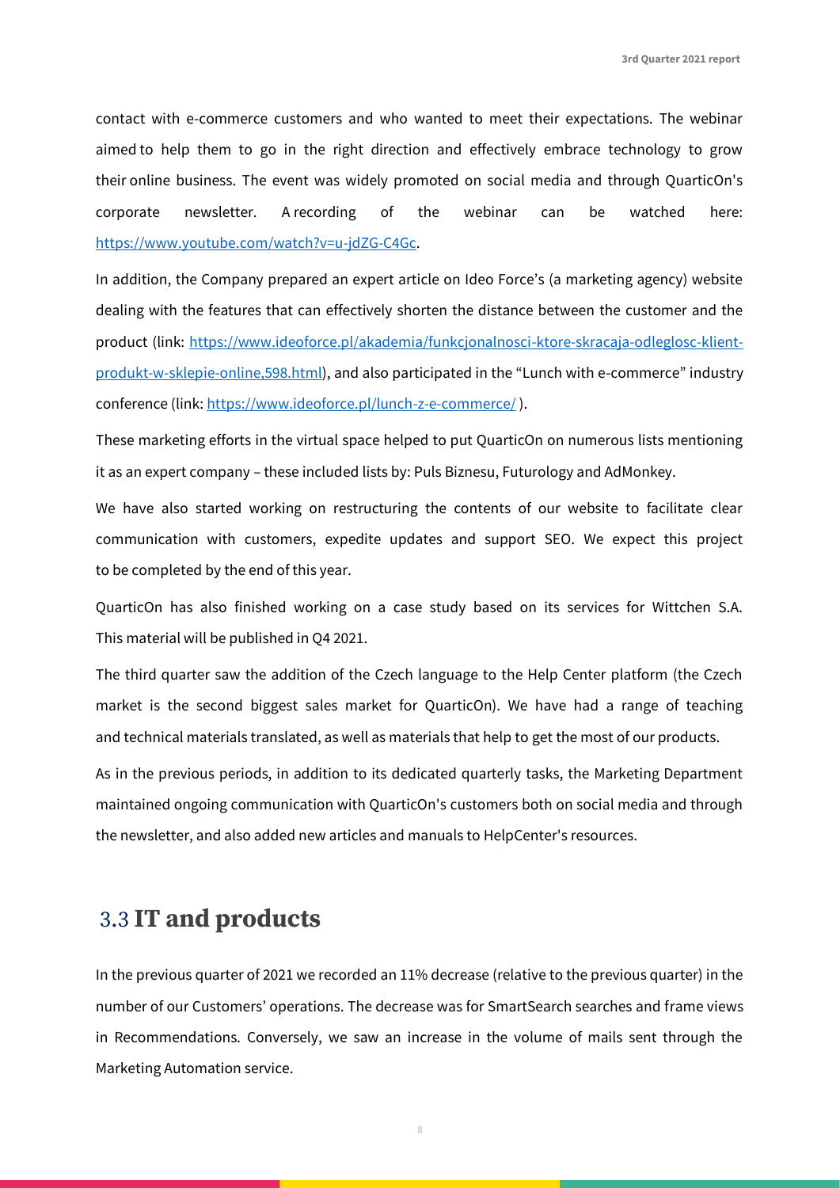contact with e-commerce customers and who wanted to meet their expectations. The webinar aimed to help them to go in the right direction and effectively embrace technology to grow their online business. The event was widely promoted on social media and through QuarticOn's corporate newsletter. A recording of the webinar can be watched here: https://www.youtube.com/watch?v=u-jdZG-C4Gc.

In addition, the Company prepared an expert article on Ideo Force's (a marketing agency) website dealing with the features that can effectively shorten the distance between the customer and the product (link: https://www.ideoforce.pl/akademia/funkcjonalnosci-ktore-skracaja-odleglosc-klient-produkt-w-sklepie-online,598.html), and also participated in the "Lunch with e-commerce" industry conference (link: https://www.ideoforce.pl/lunch-z-e-commerce/ ).

These marketing efforts in the virtual space helped to put QuarticOn on numerous lists mentioning it as an expert company – these included lists by: Puls Biznesu, Futurology and AdMonkey.

We have also started working on restructuring the contents of our website to facilitate clear communication with customers, expedite updates and support SEO. We expect this project to be completed by the end of this year.

QuarticOn has also finished working on a case study based on its services for Wittchen S.A. This material will be published in Q4 2021.

The third quarter saw the addition of the Czech language to the Help Center platform (the Czech market is the second biggest sales market for QuarticOn). We have had a range of teaching and technical materials translated, as well as materials that help to get the most of our products.

As in the previous periods, in addition to its dedicated quarterly tasks, the Marketing Department maintained ongoing communication with QuarticOn's customers both on social media and through the newsletter, and also added new articles and manuals to HelpCenter's resources.

## 3.3 IT and products

In the previous quarter of 2021 we recorded an 11% decrease (relative to the previous quarter) in the number of our Customers' operations. The decrease was for SmartSearch searches and frame views in Recommendations. Conversely, we saw an increase in the volume of mails sent through the Marketing Automation service.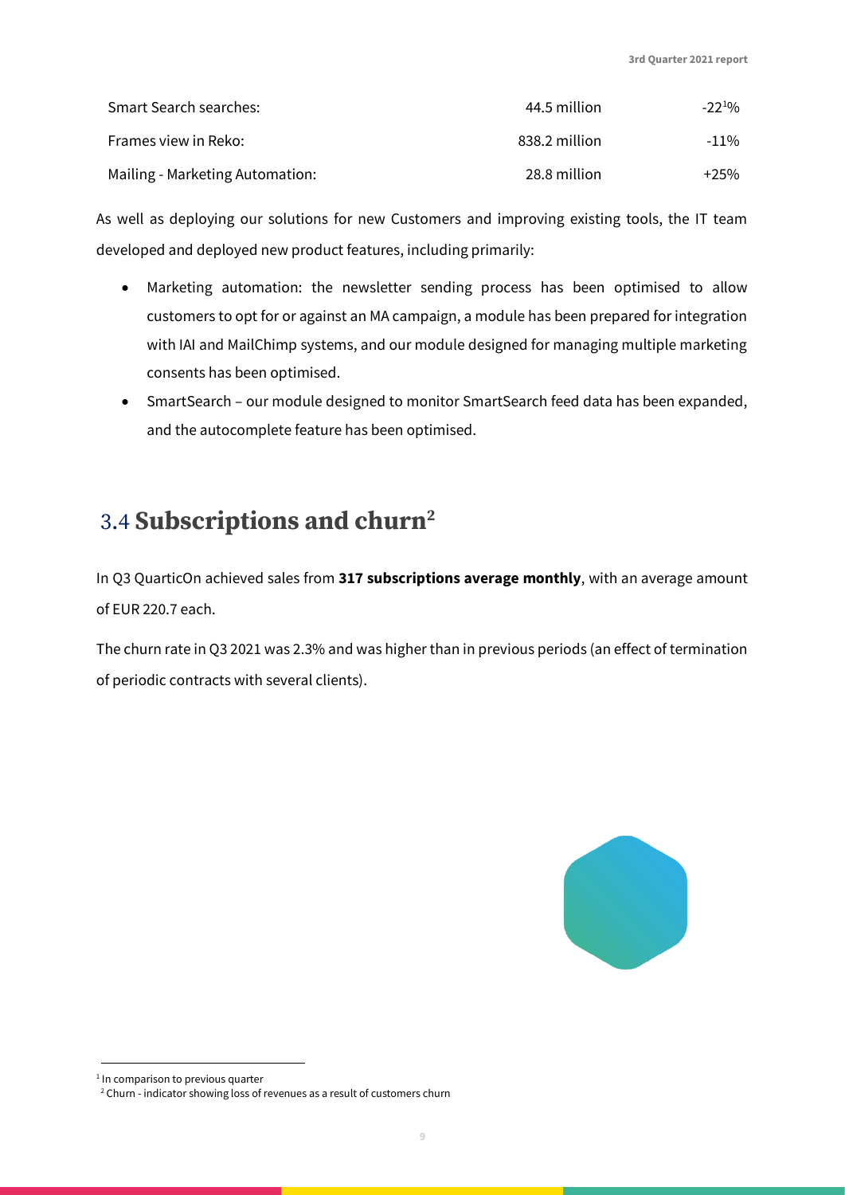| | | |
|---|---|---|
| Smart Search searches: | 44.5 million | -22[1]% |
| Frames view in Reko: | 838.2 million | -11% |
| Mailing - Marketing Automation: | 28.8 million | +25% |

As well as deploying our solutions for new Customers and improving existing tools, the IT team developed and deployed new product features, including primarily:

- Marketing automation: the newsletter sending process has been optimised to allow customers to opt for or against an MA campaign, a module has been prepared for integration with IAI and MailChimp systems, and our module designed for managing multiple marketing consents has been optimised.
- SmartSearch – our module designed to monitor SmartSearch feed data has been expanded, and the autocomplete feature has been optimised.

## 3.4 Subscriptions and churn[2]

In Q3 QuarticOn achieved sales from **317 subscriptions average monthly**, with an average amount of EUR 220.7 each.

The churn rate in Q3 2021 was 2.3% and was higher than in previous periods (an effect of termination of periodic contracts with several clients).

[1] In comparison to previous quarter

[2] Churn - indicator showing loss of revenues as a result of customers churn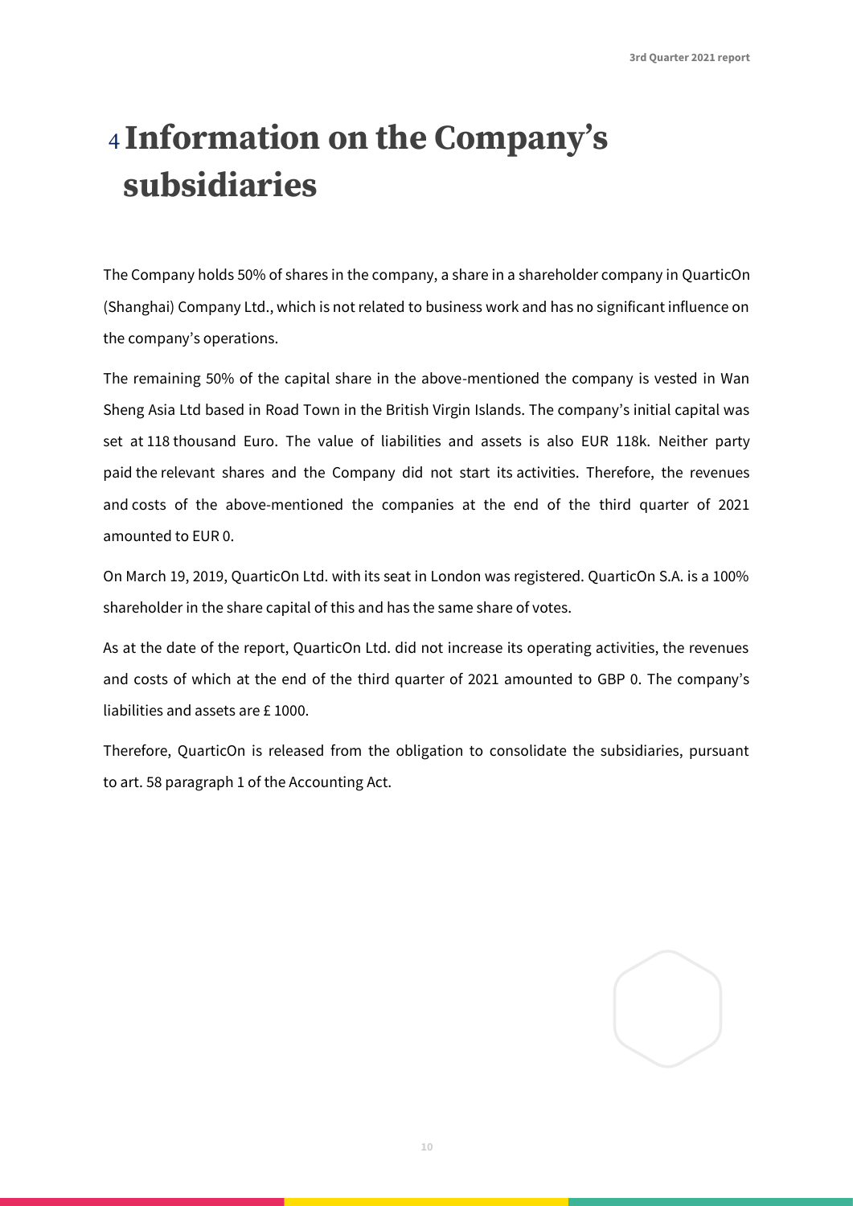# 4 Information on the Company's subsidiaries

The Company holds 50% of shares in the company, a share in a shareholder company in QuarticOn (Shanghai) Company Ltd., which is not related to business work and has no significant influence on the company's operations.

The remaining 50% of the capital share in the above-mentioned the company is vested in Wan Sheng Asia Ltd based in Road Town in the British Virgin Islands. The company's initial capital was set at 118 thousand Euro. The value of liabilities and assets is also EUR 118k. Neither party paid the relevant shares and the Company did not start its activities. Therefore, the revenues and costs of the above-mentioned the companies at the end of the third quarter of 2021 amounted to EUR 0.

On March 19, 2019, QuarticOn Ltd. with its seat in London was registered. QuarticOn S.A. is a 100% shareholder in the share capital of this and has the same share of votes.

As at the date of the report, QuarticOn Ltd. did not increase its operating activities, the revenues and costs of which at the end of the third quarter of 2021 amounted to GBP 0. The company's liabilities and assets are £ 1000.

Therefore, QuarticOn is released from the obligation to consolidate the subsidiaries, pursuant to art. 58 paragraph 1 of the Accounting Act.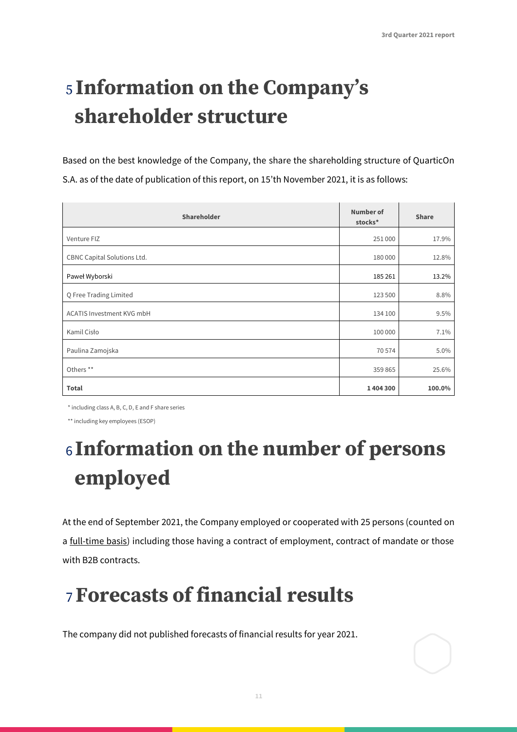# 5 Information on the Company's shareholder structure

Based on the best knowledge of the Company, the share the shareholding structure of QuarticOn S.A. as of the date of publication of this report, on 15'th November 2021, it is as follows:

| Shareholder | Number of stocks* | Share |
|---|---|---|
| Venture FIZ | 251 000 | 17.9% |
| CBNC Capital Solutions Ltd. | 180 000 | 12.8% |
| Paweł Wyborski | 185 261 | 13.2% |
| Q Free Trading Limited | 123 500 | 8.8% |
| ACATIS Investment KVG mbH | 134 100 | 9.5% |
| Kamil Cisło | 100 000 | 7.1% |
| Paulina Zamojska | 70 574 | 5.0% |
| Others ** | 359 865 | 25.6% |
| **Total** | **1 404 300** | **100.0%** |

\* including class A, B, C, D, E and F share series

\*\* including key employees (ESOP)

# 6 Information on the number of persons employed

At the end of September 2021, the Company employed or cooperated with 25 persons (counted on a full-time basis) including those having a contract of employment, contract of mandate or those with B2B contracts.

# 7 Forecasts of financial results

The company did not published forecasts of financial results for year 2021.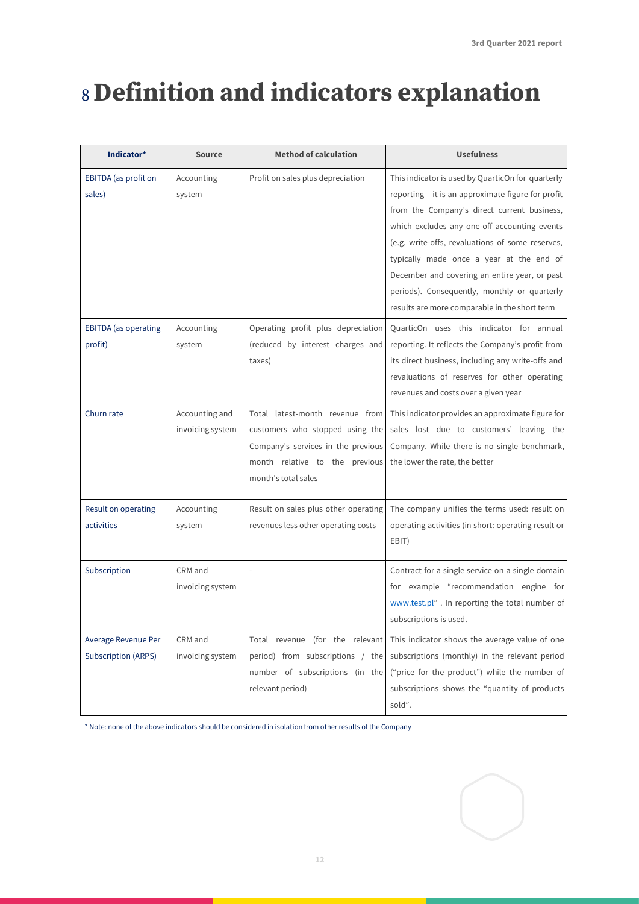# 8 Definition and indicators explanation

| Indicator* | Source | Method of calculation | Usefulness |
|---|---|---|---|
| EBITDA (as profit on sales) | Accounting system | Profit on sales plus depreciation | This indicator is used by QuarticOn for quarterly reporting – it is an approximate figure for profit from the Company's direct current business, which excludes any one-off accounting events (e.g. write-offs, revaluations of some reserves, typically made once a year at the end of December and covering an entire year, or past periods). Consequently, monthly or quarterly results are more comparable in the short term |
| EBITDA (as operating profit) | Accounting system | Operating profit plus depreciation (reduced by interest charges and taxes) | QuarticOn uses this indicator for annual reporting. It reflects the Company's profit from its direct business, including any write-offs and revaluations of reserves for other operating revenues and costs over a given year |
| Churn rate | Accounting and invoicing system | Total latest-month revenue from customers who stopped using the Company's services in the previous month relative to the previous month's total sales | This indicator provides an approximate figure for sales lost due to customers' leaving the Company. While there is no single benchmark, the lower the rate, the better |
| Result on operating activities | Accounting system | Result on sales plus other operating revenues less other operating costs | The company unifies the terms used: result on operating activities (in short: operating result or EBIT) |
| Subscription | CRM and invoicing system | - | Contract for a single service on a single domain for example "recommendation engine for www.test.pl" . In reporting the total number of subscriptions is used. |
| Average Revenue Per Subscription (ARPS) | CRM and invoicing system | Total revenue (for the relevant period) from subscriptions / the number of subscriptions (in the relevant period) | This indicator shows the average value of one subscriptions (monthly) in the relevant period ("price for the product") while the number of subscriptions shows the "quantity of products sold". |

* Note: none of the above indicators should be considered in isolation from other results of the Company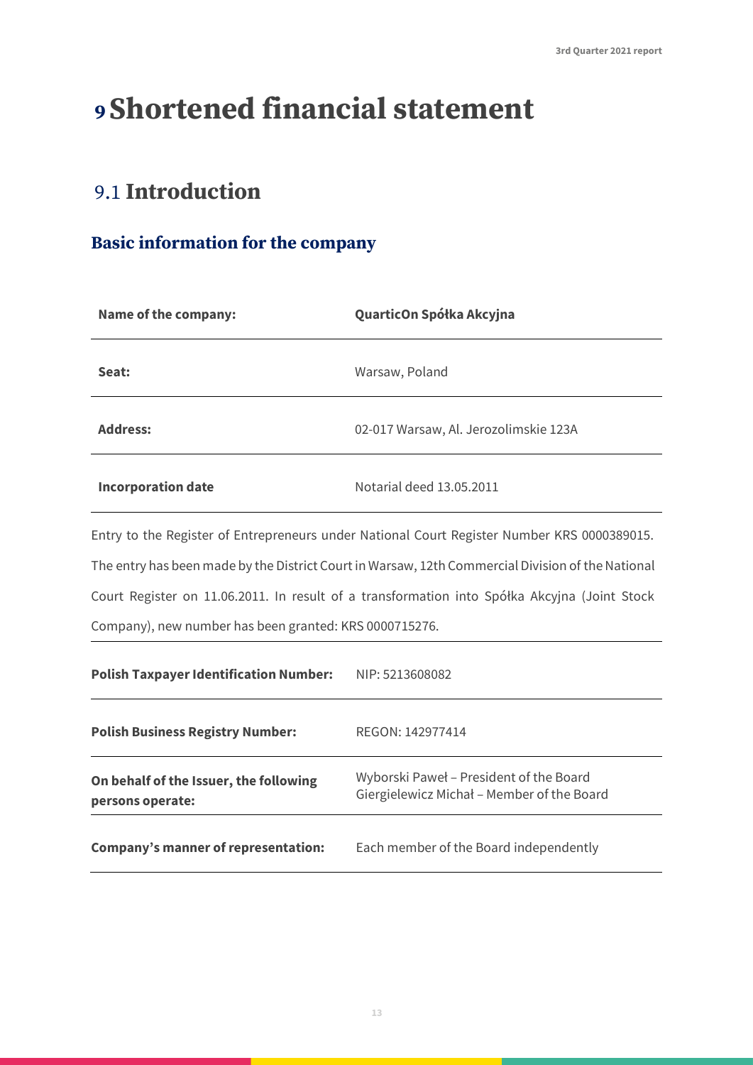# 9 Shortened financial statement

## 9.1 Introduction

### Basic information for the company

| | |
|---|---|
| **Name of the company:** | **QuarticOn Spółka Akcyjna** |
| **Seat:** | Warsaw, Poland |
| **Address:** | 02-017 Warsaw, Al. Jerozolimskie 123A |
| **Incorporation date** | Notarial deed 13.05.2011 |

Entry to the Register of Entrepreneurs under National Court Register Number KRS 0000389015. The entry has been made by the District Court in Warsaw, 12th Commercial Division of the National Court Register on 11.06.2011. In result of a transformation into Spółka Akcyjna (Joint Stock Company), new number has been granted: KRS 0000715276.

| | |
|---|---|
| **Polish Taxpayer Identification Number:** | NIP: 5213608082 |
| **Polish Business Registry Number:** | REGON: 142977414 |
| **On behalf of the Issuer, the following persons operate:** | Wyborski Paweł – President of the Board<br>Giergielewicz Michał – Member of the Board |
| **Company's manner of representation:** | Each member of the Board independently |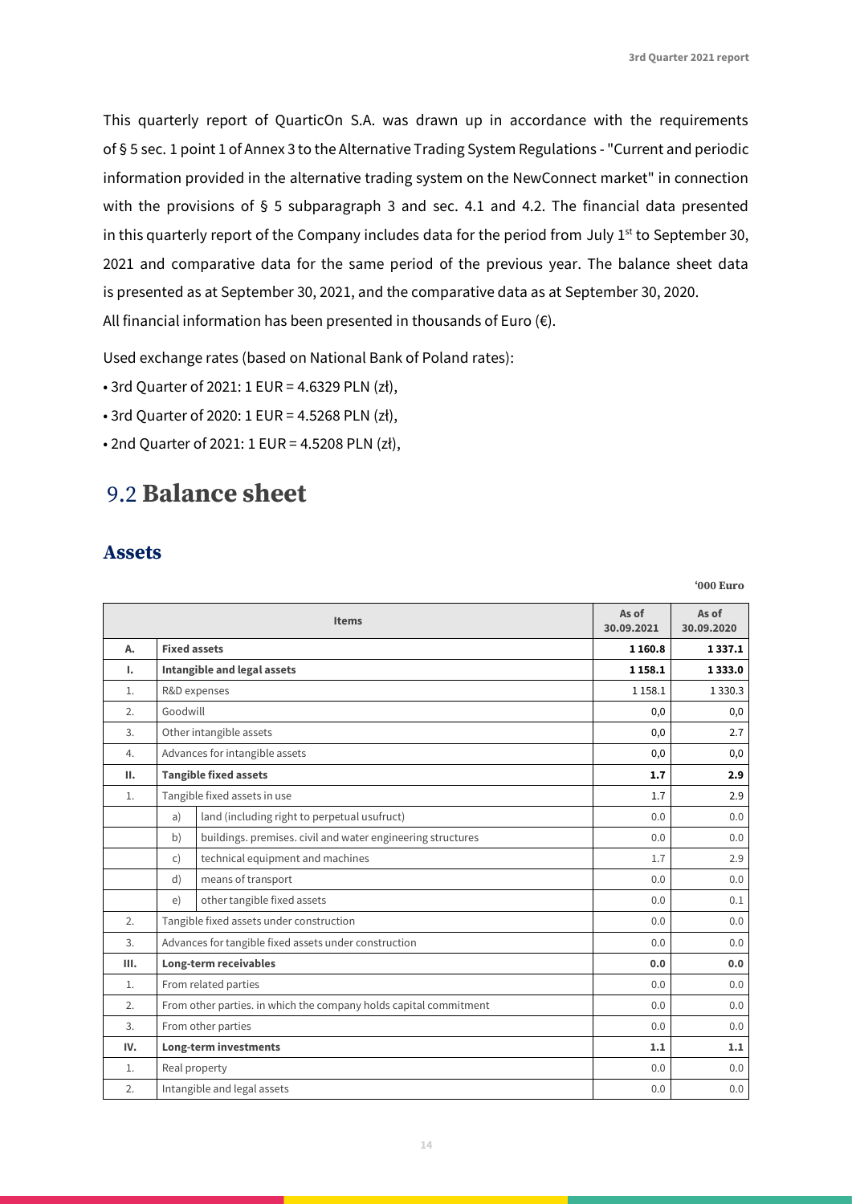This quarterly report of QuarticOn S.A. was drawn up in accordance with the requirements of § 5 sec. 1 point 1 of Annex 3 to the Alternative Trading System Regulations - "Current and periodic information provided in the alternative trading system on the NewConnect market" in connection with the provisions of § 5 subparagraph 3 and sec. 4.1 and 4.2. The financial data presented in this quarterly report of the Company includes data for the period from July 1st to September 30, 2021 and comparative data for the same period of the previous year. The balance sheet data is presented as at September 30, 2021, and the comparative data as at September 30, 2020.
All financial information has been presented in thousands of Euro (€).

Used exchange rates (based on National Bank of Poland rates):

- 3rd Quarter of 2021: 1 EUR = 4.6329 PLN (zł),
- 3rd Quarter of 2020: 1 EUR = 4.5268 PLN (zł),
- 2nd Quarter of 2021: 1 EUR = 4.5208 PLN (zł),

## 9.2 Balance sheet

### Assets

'000 Euro

| | | Items | As of 30.09.2021 | As of 30.09.2020 |
|---|---|---|---|---|
| **A.** | **Fixed assets** | | **1 160.8** | **1 337.1** |
| **I.** | **Intangible and legal assets** | | **1 158.1** | **1 333.0** |
| 1. | R&D expenses | | 1 158.1 | 1 330.3 |
| 2. | Goodwill | | 0,0 | 0,0 |
| 3. | Other intangible assets | | 0,0 | 2.7 |
| 4. | Advances for intangible assets | | 0,0 | 0,0 |
| **II.** | **Tangible fixed assets** | | **1.7** | **2.9** |
| 1. | Tangible fixed assets in use | | 1.7 | 2.9 |
| | a) | land (including right to perpetual usufruct) | 0.0 | 0.0 |
| | b) | buildings. premises. civil and water engineering structures | 0.0 | 0.0 |
| | c) | technical equipment and machines | 1.7 | 2.9 |
| | d) | means of transport | 0.0 | 0.0 |
| | e) | other tangible fixed assets | 0.0 | 0.1 |
| 2. | Tangible fixed assets under construction | | 0.0 | 0.0 |
| 3. | Advances for tangible fixed assets under construction | | 0.0 | 0.0 |
| **III.** | **Long-term receivables** | | **0.0** | **0.0** |
| 1. | From related parties | | 0.0 | 0.0 |
| 2. | From other parties. in which the company holds capital commitment | | 0.0 | 0.0 |
| 3. | From other parties | | 0.0 | 0.0 |
| **IV.** | **Long-term investments** | | **1.1** | **1.1** |
| 1. | Real property | | 0.0 | 0.0 |
| 2. | Intangible and legal assets | | 0.0 | 0.0 |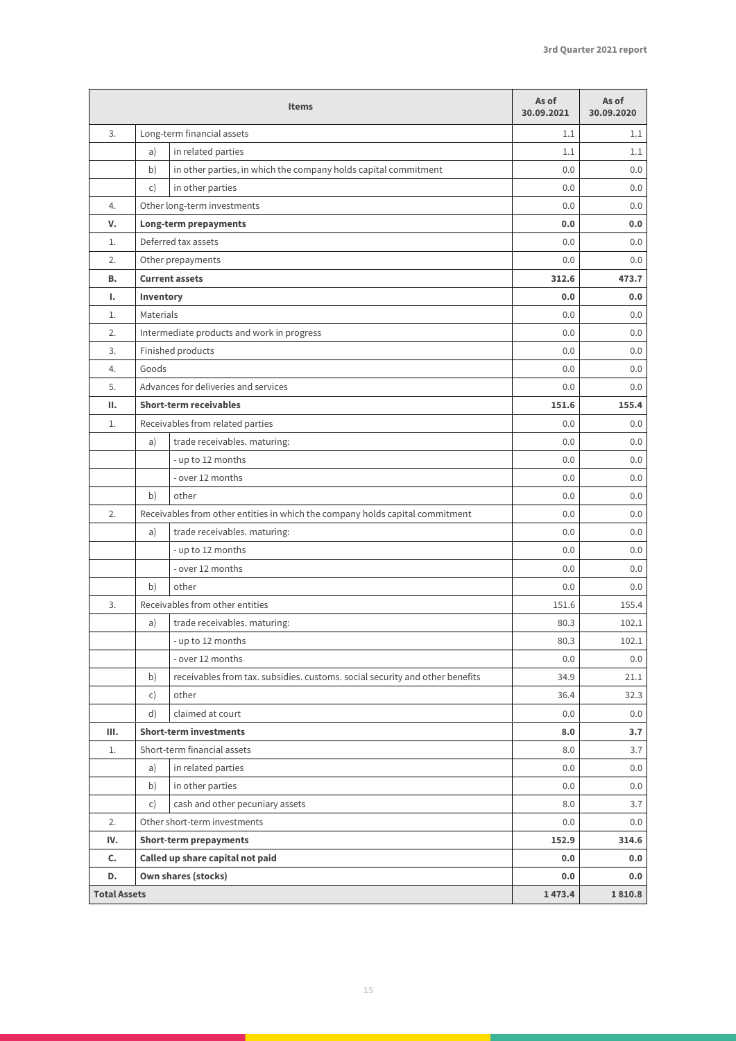| Items | | | As of 30.09.2021 | As of 30.09.2020 |
|---|---|---|---|---|
| 3. | Long-term financial assets | | 1.1 | 1.1 |
| | a) | in related parties | 1.1 | 1.1 |
| | b) | in other parties, in which the company holds capital commitment | 0.0 | 0.0 |
| | c) | in other parties | 0.0 | 0.0 |
| 4. | Other long-term investments | | 0.0 | 0.0 |
| **V.** | **Long-term prepayments** | | **0.0** | **0.0** |
| 1. | Deferred tax assets | | 0.0 | 0.0 |
| 2. | Other prepayments | | 0.0 | 0.0 |
| **B.** | **Current assets** | | **312.6** | **473.7** |
| **I.** | **Inventory** | | **0.0** | **0.0** |
| 1. | Materials | | 0.0 | 0.0 |
| 2. | Intermediate products and work in progress | | 0.0 | 0.0 |
| 3. | Finished products | | 0.0 | 0.0 |
| 4. | Goods | | 0.0 | 0.0 |
| 5. | Advances for deliveries and services | | 0.0 | 0.0 |
| **II.** | **Short-term receivables** | | **151.6** | **155.4** |
| 1. | Receivables from related parties | | 0.0 | 0.0 |
| | a) | trade receivables. maturing: | 0.0 | 0.0 |
| | | - up to 12 months | 0.0 | 0.0 |
| | | - over 12 months | 0.0 | 0.0 |
| | b) | other | 0.0 | 0.0 |
| 2. | Receivables from other entities in which the company holds capital commitment | | 0.0 | 0.0 |
| | a) | trade receivables. maturing: | 0.0 | 0.0 |
| | | - up to 12 months | 0.0 | 0.0 |
| | | - over 12 months | 0.0 | 0.0 |
| | b) | other | 0.0 | 0.0 |
| 3. | Receivables from other entities | | 151.6 | 155.4 |
| | a) | trade receivables. maturing: | 80.3 | 102.1 |
| | | - up to 12 months | 80.3 | 102.1 |
| | | - over 12 months | 0.0 | 0.0 |
| | b) | receivables from tax. subsidies. customs. social security and other benefits | 34.9 | 21.1 |
| | c) | other | 36.4 | 32.3 |
| | d) | claimed at court | 0.0 | 0.0 |
| **III.** | **Short-term investments** | | **8.0** | **3.7** |
| 1. | Short-term financial assets | | 8.0 | 3.7 |
| | a) | in related parties | 0.0 | 0.0 |
| | b) | in other parties | 0.0 | 0.0 |
| | c) | cash and other pecuniary assets | 8.0 | 3.7 |
| 2. | Other short-term investments | | 0.0 | 0.0 |
| **IV.** | **Short-term prepayments** | | **152.9** | **314.6** |
| **C.** | **Called up share capital not paid** | | **0.0** | **0.0** |
| **D.** | **Own shares (stocks)** | | **0.0** | **0.0** |
| **Total Assets** | | | **1 473.4** | **1 810.8** |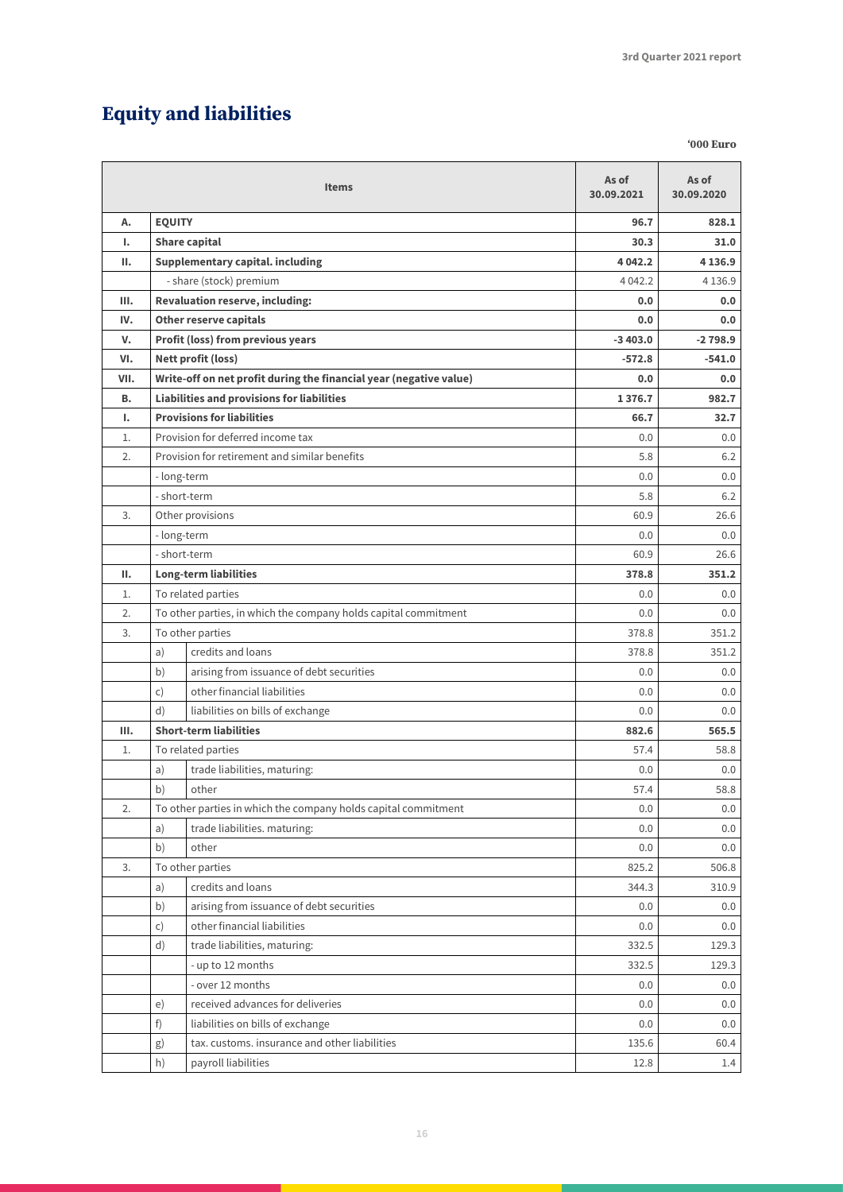# Equity and liabilities

'000 Euro

| | | Items | As of 30.09.2021 | As of 30.09.2020 |
|---|---|---|---|---|
| **A.** | **EQUITY** | | **96.7** | **828.1** |
| **I.** | **Share capital** | | **30.3** | **31.0** |
| **II.** | **Supplementary capital. including** | | **4 042.2** | **4 136.9** |
| | - share (stock) premium | | 4 042.2 | 4 136.9 |
| **III.** | **Revaluation reserve, including:** | | **0.0** | **0.0** |
| **IV.** | **Other reserve capitals** | | **0.0** | **0.0** |
| **V.** | **Profit (loss) from previous years** | | **-3 403.0** | **-2 798.9** |
| **VI.** | **Nett profit (loss)** | | **-572.8** | **-541.0** |
| **VII.** | **Write-off on net profit during the financial year (negative value)** | | **0.0** | **0.0** |
| **B.** | **Liabilities and provisions for liabilities** | | **1 376.7** | **982.7** |
| **I.** | **Provisions for liabilities** | | **66.7** | **32.7** |
| 1. | Provision for deferred income tax | | 0.0 | 0.0 |
| 2. | Provision for retirement and similar benefits | | 5.8 | 6.2 |
| | - long-term | | 0.0 | 0.0 |
| | - short-term | | 5.8 | 6.2 |
| 3. | Other provisions | | 60.9 | 26.6 |
| | - long-term | | 0.0 | 0.0 |
| | - short-term | | 60.9 | 26.6 |
| **II.** | **Long-term liabilities** | | **378.8** | **351.2** |
| 1. | To related parties | | 0.0 | 0.0 |
| 2. | To other parties, in which the company holds capital commitment | | 0.0 | 0.0 |
| 3. | To other parties | | 378.8 | 351.2 |
| | a) | credits and loans | 378.8 | 351.2 |
| | b) | arising from issuance of debt securities | 0.0 | 0.0 |
| | c) | other financial liabilities | 0.0 | 0.0 |
| | d) | liabilities on bills of exchange | 0.0 | 0.0 |
| **III.** | **Short-term liabilities** | | **882.6** | **565.5** |
| 1. | To related parties | | 57.4 | 58.8 |
| | a) | trade liabilities, maturing: | 0.0 | 0.0 |
| | b) | other | 57.4 | 58.8 |
| 2. | To other parties in which the company holds capital commitment | | 0.0 | 0.0 |
| | a) | trade liabilities. maturing: | 0.0 | 0.0 |
| | b) | other | 0.0 | 0.0 |
| 3. | To other parties | | 825.2 | 506.8 |
| | a) | credits and loans | 344.3 | 310.9 |
| | b) | arising from issuance of debt securities | 0.0 | 0.0 |
| | c) | other financial liabilities | 0.0 | 0.0 |
| | d) | trade liabilities, maturing: | 332.5 | 129.3 |
| | | - up to 12 months | 332.5 | 129.3 |
| | | - over 12 months | 0.0 | 0.0 |
| | e) | received advances for deliveries | 0.0 | 0.0 |
| | f) | liabilities on bills of exchange | 0.0 | 0.0 |
| | g) | tax. customs. insurance and other liabilities | 135.6 | 60.4 |
| | h) | payroll liabilities | 12.8 | 1.4 |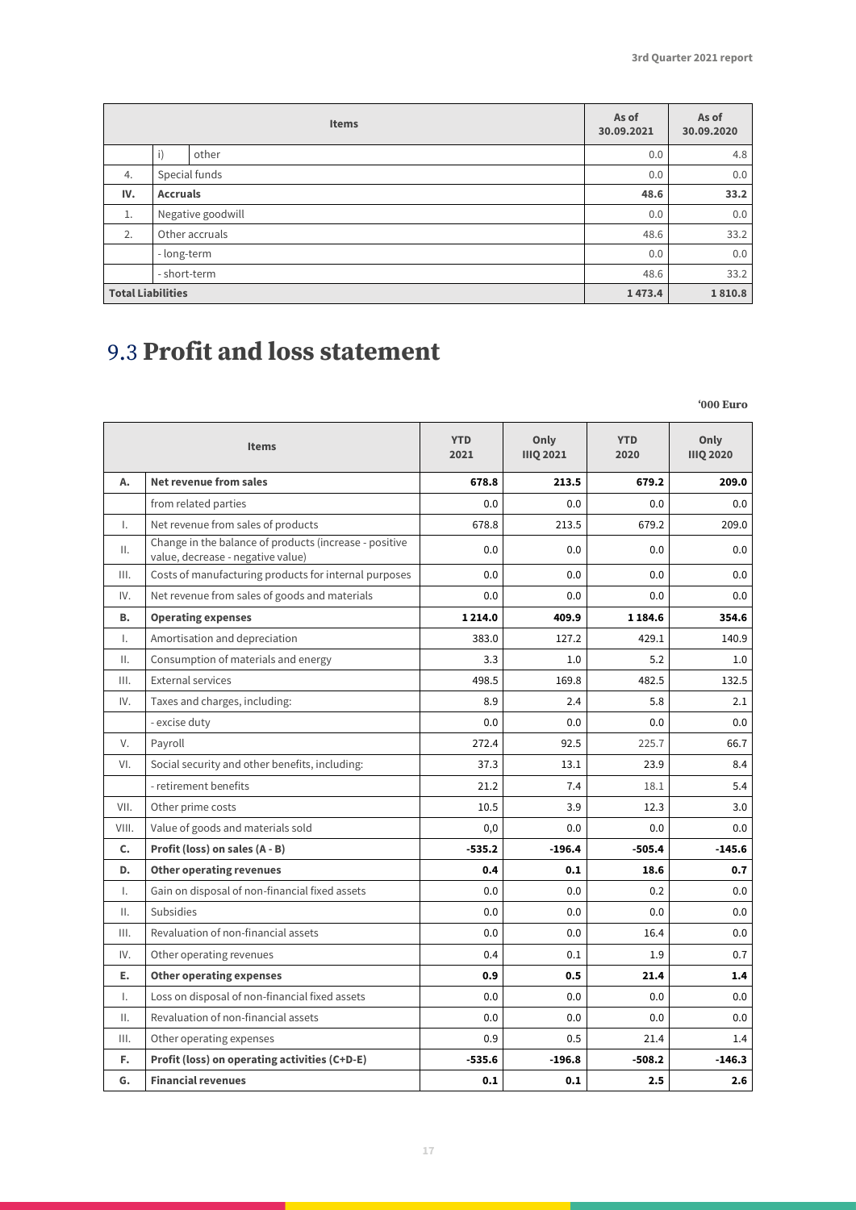| Items | | | As of 30.09.2021 | As of 30.09.2020 |
|---|---|---|---|---|
| | i) | other | 0.0 | 4.8 |
| 4. | Special funds | | 0.0 | 0.0 |
| **IV.** | **Accruals** | | **48.6** | **33.2** |
| 1. | Negative goodwill | | 0.0 | 0.0 |
| 2. | Other accruals | | 48.6 | 33.2 |
| | - long-term | | 0.0 | 0.0 |
| | - short-term | | 48.6 | 33.2 |
| **Total Liabilities** | | | **1 473.4** | **1 810.8** |

## 9.3 **Profit and loss statement**

**'000 Euro**

| Items | | YTD 2021 | Only IIIQ 2021 | YTD 2020 | Only IIIQ 2020 |
|---|---|---|---|---|---|
| **A.** | **Net revenue from sales** | **678.8** | **213.5** | **679.2** | **209.0** |
| | from related parties | 0.0 | 0.0 | 0.0 | 0.0 |
| I. | Net revenue from sales of products | 678.8 | 213.5 | 679.2 | 209.0 |
| II. | Change in the balance of products (increase - positive value, decrease - negative value) | 0.0 | 0.0 | 0.0 | 0.0 |
| III. | Costs of manufacturing products for internal purposes | 0.0 | 0.0 | 0.0 | 0.0 |
| IV. | Net revenue from sales of goods and materials | 0.0 | 0.0 | 0.0 | 0.0 |
| **B.** | **Operating expenses** | **1 214.0** | **409.9** | **1 184.6** | **354.6** |
| I. | Amortisation and depreciation | 383.0 | 127.2 | 429.1 | 140.9 |
| II. | Consumption of materials and energy | 3.3 | 1.0 | 5.2 | 1.0 |
| III. | External services | 498.5 | 169.8 | 482.5 | 132.5 |
| IV. | Taxes and charges, including: | 8.9 | 2.4 | 5.8 | 2.1 |
| | - excise duty | 0.0 | 0.0 | 0.0 | 0.0 |
| V. | Payroll | 272.4 | 92.5 | 225.7 | 66.7 |
| VI. | Social security and other benefits, including: | 37.3 | 13.1 | 23.9 | 8.4 |
| | - retirement benefits | 21.2 | 7.4 | 18.1 | 5.4 |
| VII. | Other prime costs | 10.5 | 3.9 | 12.3 | 3.0 |
| VIII. | Value of goods and materials sold | 0,0 | 0.0 | 0.0 | 0.0 |
| **C.** | **Profit (loss) on sales (A - B)** | **-535.2** | **-196.4** | **-505.4** | **-145.6** |
| **D.** | **Other operating revenues** | **0.4** | **0.1** | **18.6** | **0.7** |
| I. | Gain on disposal of non-financial fixed assets | 0.0 | 0.0 | 0.2 | 0.0 |
| II. | Subsidies | 0.0 | 0.0 | 0.0 | 0.0 |
| III. | Revaluation of non-financial assets | 0.0 | 0.0 | 16.4 | 0.0 |
| IV. | Other operating revenues | 0.4 | 0.1 | 1.9 | 0.7 |
| **E.** | **Other operating expenses** | **0.9** | **0.5** | **21.4** | **1.4** |
| I. | Loss on disposal of non-financial fixed assets | 0.0 | 0.0 | 0.0 | 0.0 |
| II. | Revaluation of non-financial assets | 0.0 | 0.0 | 0.0 | 0.0 |
| III. | Other operating expenses | 0.9 | 0.5 | 21.4 | 1.4 |
| **F.** | **Profit (loss) on operating activities (C+D-E)** | **-535.6** | **-196.8** | **-508.2** | **-146.3** |
| **G.** | **Financial revenues** | **0.1** | **0.1** | **2.5** | **2.6** |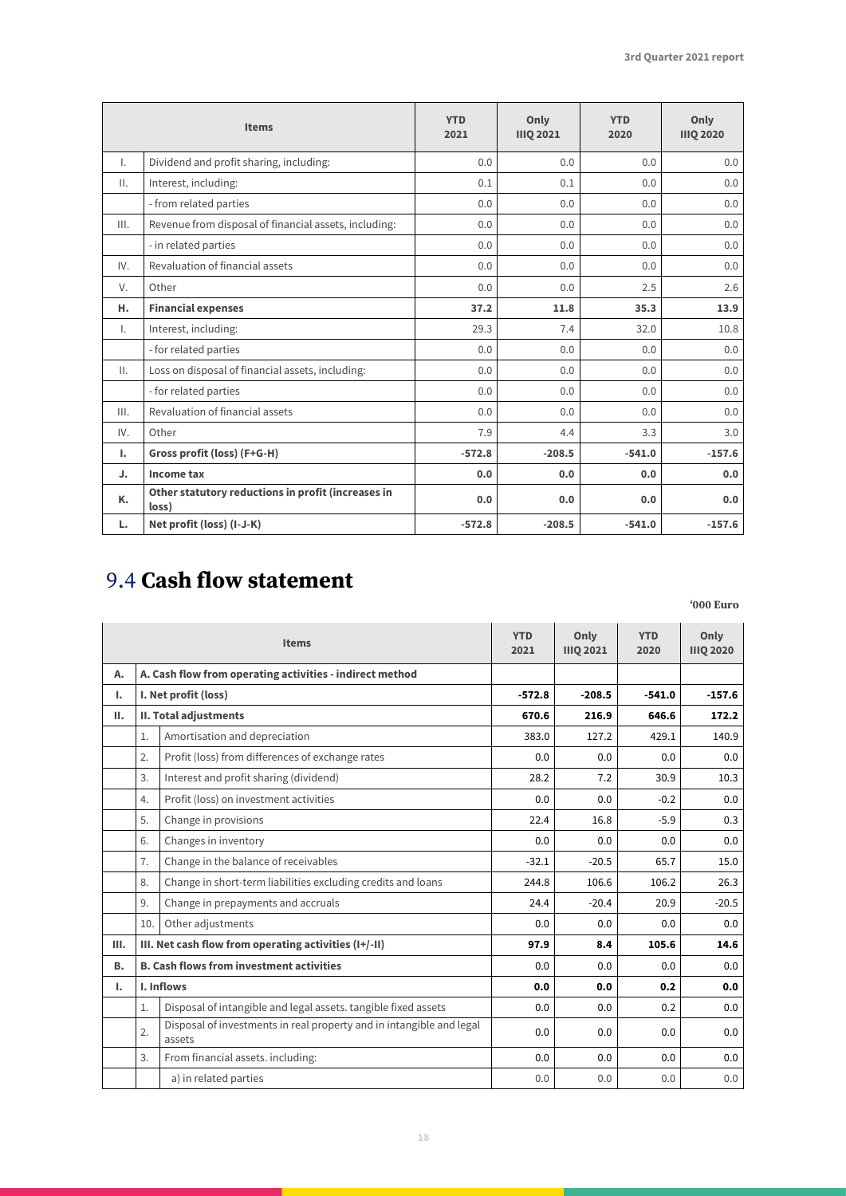| | Items | YTD 2021 | Only IIIQ 2021 | YTD 2020 | Only IIIQ 2020 |
|---|---|---|---|---|---|
| I. | Dividend and profit sharing, including: | 0.0 | 0.0 | 0.0 | 0.0 |
| II. | Interest, including: | 0.1 | 0.1 | 0.0 | 0.0 |
| | - from related parties | 0.0 | 0.0 | 0.0 | 0.0 |
| III. | Revenue from disposal of financial assets, including: | 0.0 | 0.0 | 0.0 | 0.0 |
| | - in related parties | 0.0 | 0.0 | 0.0 | 0.0 |
| IV. | Revaluation of financial assets | 0.0 | 0.0 | 0.0 | 0.0 |
| V. | Other | 0.0 | 0.0 | 2.5 | 2.6 |
| **H.** | **Financial expenses** | **37.2** | **11.8** | **35.3** | **13.9** |
| I. | Interest, including: | 29.3 | 7.4 | 32.0 | 10.8 |
| | - for related parties | 0.0 | 0.0 | 0.0 | 0.0 |
| II. | Loss on disposal of financial assets, including: | 0.0 | 0.0 | 0.0 | 0.0 |
| | - for related parties | 0.0 | 0.0 | 0.0 | 0.0 |
| III. | Revaluation of financial assets | 0.0 | 0.0 | 0.0 | 0.0 |
| IV. | Other | 7.9 | 4.4 | 3.3 | 3.0 |
| **I.** | **Gross profit (loss) (F+G-H)** | **-572.8** | **-208.5** | **-541.0** | **-157.6** |
| **J.** | **Income tax** | **0.0** | **0.0** | **0.0** | **0.0** |
| **K.** | **Other statutory reductions in profit (increases in loss)** | **0.0** | **0.0** | **0.0** | **0.0** |
| **L.** | **Net profit (loss) (I-J-K)** | **-572.8** | **-208.5** | **-541.0** | **-157.6** |

## 9.4 Cash flow statement

'000 Euro

| | | Items | YTD 2021 | Only IIIQ 2021 | YTD 2020 | Only IIIQ 2020 |
|---|---|---|---|---|---|---|
| **A.** | **A. Cash flow from operating activities - indirect method** | | | | | |
| **I.** | **I. Net profit (loss)** | | **-572.8** | **-208.5** | **-541.0** | **-157.6** |
| **II.** | **II. Total adjustments** | | **670.6** | **216.9** | **646.6** | **172.2** |
| | 1. | Amortisation and depreciation | 383.0 | 127.2 | 429.1 | 140.9 |
| | 2. | Profit (loss) from differences of exchange rates | 0.0 | 0.0 | 0.0 | 0.0 |
| | 3. | Interest and profit sharing (dividend) | 28.2 | 7.2 | 30.9 | 10.3 |
| | 4. | Profit (loss) on investment activities | 0.0 | 0.0 | -0.2 | 0.0 |
| | 5. | Change in provisions | 22.4 | 16.8 | -5.9 | 0.3 |
| | 6. | Changes in inventory | 0.0 | 0.0 | 0.0 | 0.0 |
| | 7. | Change in the balance of receivables | -32.1 | -20.5 | 65.7 | 15.0 |
| | 8. | Change in short-term liabilities excluding credits and loans | 244.8 | 106.6 | 106.2 | 26.3 |
| | 9. | Change in prepayments and accruals | 24.4 | -20.4 | 20.9 | -20.5 |
| | 10. | Other adjustments | 0.0 | 0.0 | 0.0 | 0.0 |
| **III.** | **III. Net cash flow from operating activities (I+/-II)** | | **97.9** | **8.4** | **105.6** | **14.6** |
| **B.** | **B. Cash flows from investment activities** | | 0.0 | 0.0 | 0.0 | 0.0 |
| **I.** | **I. Inflows** | | **0.0** | **0.0** | **0.2** | **0.0** |
| | 1. | Disposal of intangible and legal assets. tangible fixed assets | 0.0 | 0.0 | 0.2 | 0.0 |
| | 2. | Disposal of investments in real property and in intangible and legal assets | 0.0 | 0.0 | 0.0 | 0.0 |
| | 3. | From financial assets. including: | 0.0 | 0.0 | 0.0 | 0.0 |
| | | a) in related parties | 0.0 | 0.0 | 0.0 | 0.0 |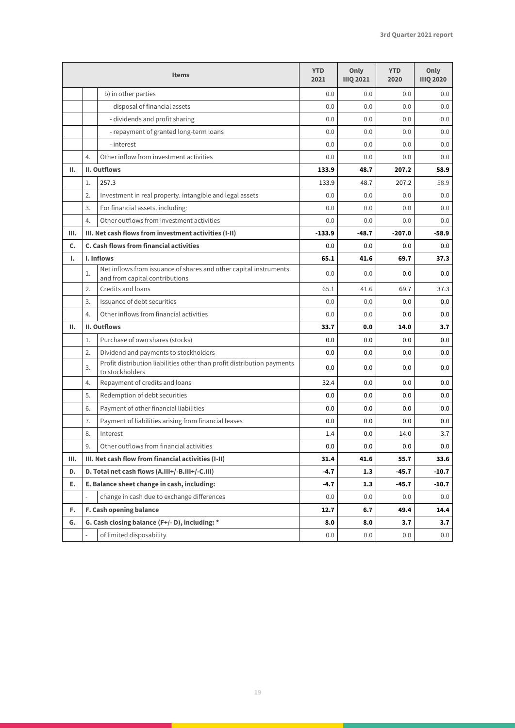| | | Items | YTD 2021 | Only IIIQ 2021 | YTD 2020 | Only IIIQ 2020 |
|---|---|---|---|---|---|---|
| | | b) in other parties | 0.0 | 0.0 | 0.0 | 0.0 |
| | | - disposal of financial assets | 0.0 | 0.0 | 0.0 | 0.0 |
| | | - dividends and profit sharing | 0.0 | 0.0 | 0.0 | 0.0 |
| | | - repayment of granted long-term loans | 0.0 | 0.0 | 0.0 | 0.0 |
| | | - interest | 0.0 | 0.0 | 0.0 | 0.0 |
| | 4. | Other inflow from investment activities | 0.0 | 0.0 | 0.0 | 0.0 |
| **II.** | **II. Outflows** | | **133.9** | **48.7** | **207.2** | **58.9** |
| | 1. | 257.3 | 133.9 | 48.7 | 207.2 | 58.9 |
| | 2. | Investment in real property. intangible and legal assets | 0.0 | 0.0 | 0.0 | 0.0 |
| | 3. | For financial assets. including: | 0.0 | 0.0 | 0.0 | 0.0 |
| | 4. | Other outflows from investment activities | 0.0 | 0.0 | 0.0 | 0.0 |
| **III.** | **III. Net cash flows from investment activities (I-II)** | | **-133.9** | **-48.7** | **-207.0** | **-58.9** |
| **C.** | **C. Cash flows from financial activities** | | 0.0 | 0.0 | 0.0 | 0.0 |
| **I.** | **I. Inflows** | | **65.1** | **41.6** | **69.7** | **37.3** |
| | 1. | Net inflows from issuance of shares and other capital instruments and from capital contributions | 0.0 | 0.0 | 0.0 | 0.0 |
| | 2. | Credits and loans | 65.1 | 41.6 | 69.7 | 37.3 |
| | 3. | Issuance of debt securities | 0.0 | 0.0 | 0.0 | 0.0 |
| | 4. | Other inflows from financial activities | 0.0 | 0.0 | 0.0 | 0.0 |
| **II.** | **II. Outflows** | | **33.7** | **0.0** | **14.0** | **3.7** |
| | 1. | Purchase of own shares (stocks) | 0.0 | 0.0 | 0.0 | 0.0 |
| | 2. | Dividend and payments to stockholders | 0.0 | 0.0 | 0.0 | 0.0 |
| | 3. | Profit distribution liabilities other than profit distribution payments to stockholders | 0.0 | 0.0 | 0.0 | 0.0 |
| | 4. | Repayment of credits and loans | 32.4 | 0.0 | 0.0 | 0.0 |
| | 5. | Redemption of debt securities | 0.0 | 0.0 | 0.0 | 0.0 |
| | 6. | Payment of other financial liabilities | 0.0 | 0.0 | 0.0 | 0.0 |
| | 7. | Payment of liabilities arising from financial leases | 0.0 | 0.0 | 0.0 | 0.0 |
| | 8. | Interest | 1.4 | 0.0 | 14.0 | 3.7 |
| | 9. | Other outflows from financial activities | 0.0 | 0.0 | 0.0 | 0.0 |
| **III.** | **III. Net cash flow from financial activities (I-II)** | | **31.4** | **41.6** | **55.7** | **33.6** |
| **D.** | **D. Total net cash flows (A.III+/-B.III+/-C.III)** | | **-4.7** | **1.3** | **-45.7** | **-10.7** |
| **E.** | **E. Balance sheet change in cash, including:** | | **-4.7** | **1.3** | **-45.7** | **-10.7** |
| | - | change in cash due to exchange differences | 0.0 | 0.0 | 0.0 | 0.0 |
| **F.** | **F. Cash opening balance** | | **12.7** | **6.7** | **49.4** | **14.4** |
| **G.** | **G. Cash closing balance (F+/- D), including: \*** | | **8.0** | **8.0** | **3.7** | **3.7** |
| | - | of limited disposability | 0.0 | 0.0 | 0.0 | 0.0 |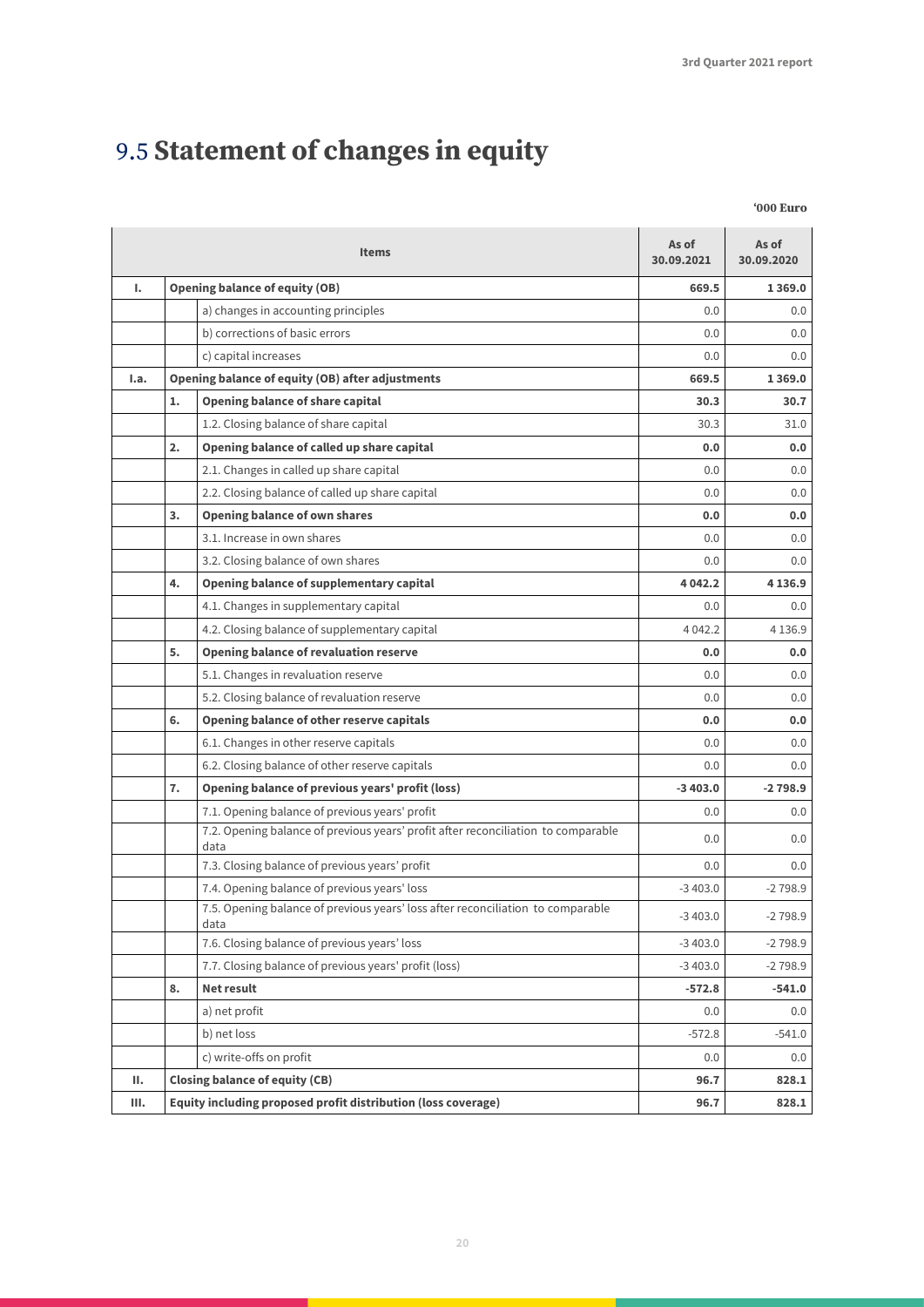# 9.5 Statement of changes in equity

'000 Euro

| | | Items | As of 30.09.2021 | As of 30.09.2020 |
|---|---|---|---|---|
| **I.** | **Opening balance of equity (OB)** | | **669.5** | **1 369.0** |
| | | a) changes in accounting principles | 0.0 | 0.0 |
| | | b) corrections of basic errors | 0.0 | 0.0 |
| | | c) capital increases | 0.0 | 0.0 |
| **I.a.** | **Opening balance of equity (OB) after adjustments** | | **669.5** | **1 369.0** |
| | **1.** | **Opening balance of share capital** | **30.3** | **30.7** |
| | | 1.2. Closing balance of share capital | 30.3 | 31.0 |
| | **2.** | **Opening balance of called up share capital** | **0.0** | **0.0** |
| | | 2.1. Changes in called up share capital | 0.0 | 0.0 |
| | | 2.2. Closing balance of called up share capital | 0.0 | 0.0 |
| | **3.** | **Opening balance of own shares** | **0.0** | **0.0** |
| | | 3.1. Increase in own shares | 0.0 | 0.0 |
| | | 3.2. Closing balance of own shares | 0.0 | 0.0 |
| | **4.** | **Opening balance of supplementary capital** | **4 042.2** | **4 136.9** |
| | | 4.1. Changes in supplementary capital | 0.0 | 0.0 |
| | | 4.2. Closing balance of supplementary capital | 4 042.2 | 4 136.9 |
| | **5.** | **Opening balance of revaluation reserve** | **0.0** | **0.0** |
| | | 5.1. Changes in revaluation reserve | 0.0 | 0.0 |
| | | 5.2. Closing balance of revaluation reserve | 0.0 | 0.0 |
| | **6.** | **Opening balance of other reserve capitals** | **0.0** | **0.0** |
| | | 6.1. Changes in other reserve capitals | 0.0 | 0.0 |
| | | 6.2. Closing balance of other reserve capitals | 0.0 | 0.0 |
| | **7.** | **Opening balance of previous years' profit (loss)** | **-3 403.0** | **-2 798.9** |
| | | 7.1. Opening balance of previous years' profit | 0.0 | 0.0 |
| | | 7.2. Opening balance of previous years' profit after reconciliation to comparable data | 0.0 | 0.0 |
| | | 7.3. Closing balance of previous years' profit | 0.0 | 0.0 |
| | | 7.4. Opening balance of previous years' loss | -3 403.0 | -2 798.9 |
| | | 7.5. Opening balance of previous years' loss after reconciliation to comparable data | -3 403.0 | -2 798.9 |
| | | 7.6. Closing balance of previous years' loss | -3 403.0 | -2 798.9 |
| | | 7.7. Closing balance of previous years' profit (loss) | -3 403.0 | -2 798.9 |
| | **8.** | **Net result** | **-572.8** | **-541.0** |
| | | a) net profit | 0.0 | 0.0 |
| | | b) net loss | -572.8 | -541.0 |
| | | c) write-offs on profit | 0.0 | 0.0 |
| **II.** | **Closing balance of equity (CB)** | | **96.7** | **828.1** |
| **III.** | **Equity including proposed profit distribution (loss coverage)** | | **96.7** | **828.1** |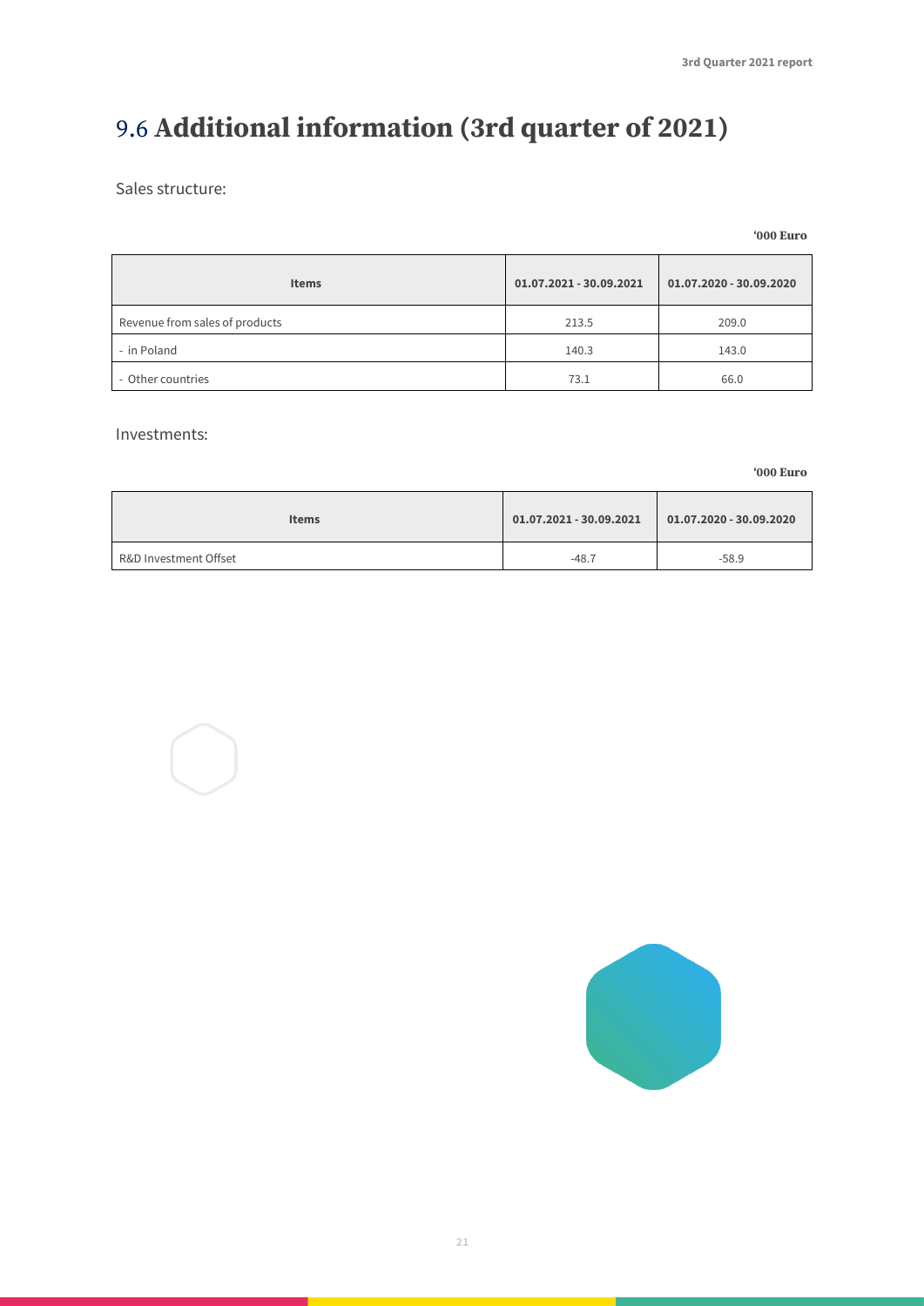# 9.6 Additional information (3rd quarter of 2021)

Sales structure:

**'000 Euro**

| Items | 01.07.2021 - 30.09.2021 | 01.07.2020 - 30.09.2020 |
|---|---|---|
| Revenue from sales of products | 213.5 | 209.0 |
| - in Poland | 140.3 | 143.0 |
| - Other countries | 73.1 | 66.0 |

Investments:

**'000 Euro**

| Items | 01.07.2021 - 30.09.2021 | 01.07.2020 - 30.09.2020 |
|---|---|---|
| R&D Investment Offset | -48.7 | -58.9 |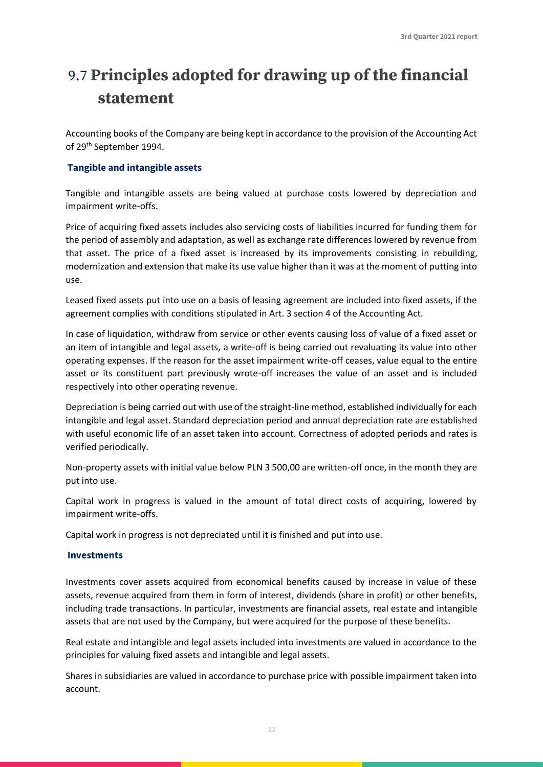# 9.7 Principles adopted for drawing up of the financial statement

Accounting books of the Company are being kept in accordance to the provision of the Accounting Act of 29th September 1994.

### Tangible and intangible assets

Tangible and intangible assets are being valued at purchase costs lowered by depreciation and impairment write-offs.

Price of acquiring fixed assets includes also servicing costs of liabilities incurred for funding them for the period of assembly and adaptation, as well as exchange rate differences lowered by revenue from that asset. The price of a fixed asset is increased by its improvements consisting in rebuilding, modernization and extension that make its use value higher than it was at the moment of putting into use.

Leased fixed assets put into use on a basis of leasing agreement are included into fixed assets, if the agreement complies with conditions stipulated in Art. 3 section 4 of the Accounting Act.

In case of liquidation, withdraw from service or other events causing loss of value of a fixed asset or an item of intangible and legal assets, a write-off is being carried out revaluating its value into other operating expenses. If the reason for the asset impairment write-off ceases, value equal to the entire asset or its constituent part previously wrote-off increases the value of an asset and is included respectively into other operating revenue.

Depreciation is being carried out with use of the straight-line method, established individually for each intangible and legal asset. Standard depreciation period and annual depreciation rate are established with useful economic life of an asset taken into account. Correctness of adopted periods and rates is verified periodically.

Non-property assets with initial value below PLN 3 500,00 are written-off once, in the month they are put into use.

Capital work in progress is valued in the amount of total direct costs of acquiring, lowered by impairment write-offs.

Capital work in progress is not depreciated until it is finished and put into use.

### Investments

Investments cover assets acquired from economical benefits caused by increase in value of these assets, revenue acquired from them in form of interest, dividends (share in profit) or other benefits, including trade transactions. In particular, investments are financial assets, real estate and intangible assets that are not used by the Company, but were acquired for the purpose of these benefits.

Real estate and intangible and legal assets included into investments are valued in accordance to the principles for valuing fixed assets and intangible and legal assets.

Shares in subsidiaries are valued in accordance to purchase price with possible impairment taken into account.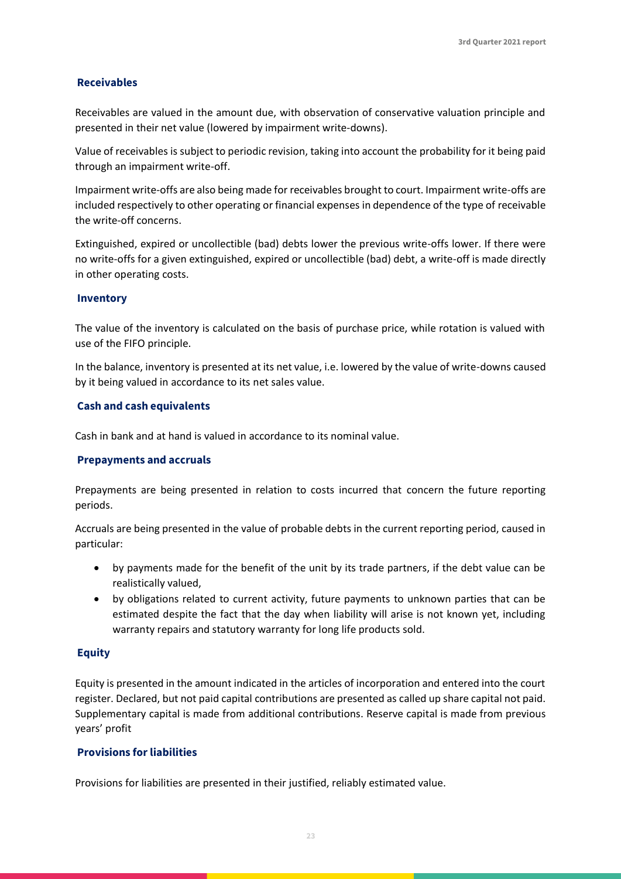### Receivables

Receivables are valued in the amount due, with observation of conservative valuation principle and presented in their net value (lowered by impairment write-downs).

Value of receivables is subject to periodic revision, taking into account the probability for it being paid through an impairment write-off.

Impairment write-offs are also being made for receivables brought to court. Impairment write-offs are included respectively to other operating or financial expenses in dependence of the type of receivable the write-off concerns.

Extinguished, expired or uncollectible (bad) debts lower the previous write-offs lower. If there were no write-offs for a given extinguished, expired or uncollectible (bad) debt, a write-off is made directly in other operating costs.

### Inventory

The value of the inventory is calculated on the basis of purchase price, while rotation is valued with use of the FIFO principle.

In the balance, inventory is presented at its net value, i.e. lowered by the value of write-downs caused by it being valued in accordance to its net sales value.

### Cash and cash equivalents

Cash in bank and at hand is valued in accordance to its nominal value.

### Prepayments and accruals

Prepayments are being presented in relation to costs incurred that concern the future reporting periods.

Accruals are being presented in the value of probable debts in the current reporting period, caused in particular:

- by payments made for the benefit of the unit by its trade partners, if the debt value can be realistically valued,
- by obligations related to current activity, future payments to unknown parties that can be estimated despite the fact that the day when liability will arise is not known yet, including warranty repairs and statutory warranty for long life products sold.

### Equity

Equity is presented in the amount indicated in the articles of incorporation and entered into the court register. Declared, but not paid capital contributions are presented as called up share capital not paid. Supplementary capital is made from additional contributions. Reserve capital is made from previous years' profit

### Provisions for liabilities

Provisions for liabilities are presented in their justified, reliably estimated value.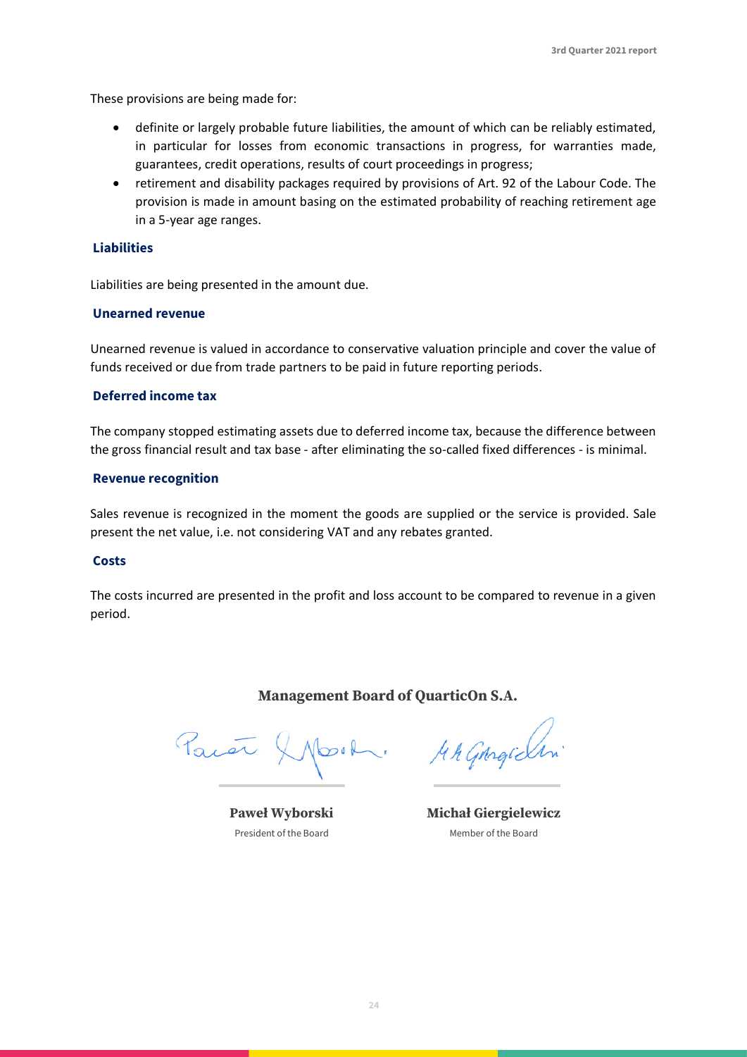These provisions are being made for:

- definite or largely probable future liabilities, the amount of which can be reliably estimated, in particular for losses from economic transactions in progress, for warranties made, guarantees, credit operations, results of court proceedings in progress;
- retirement and disability packages required by provisions of Art. 92 of the Labour Code. The provision is made in amount basing on the estimated probability of reaching retirement age in a 5-year age ranges.

### Liabilities

Liabilities are being presented in the amount due.

### Unearned revenue

Unearned revenue is valued in accordance to conservative valuation principle and cover the value of funds received or due from trade partners to be paid in future reporting periods.

### Deferred income tax

The company stopped estimating assets due to deferred income tax, because the difference between the gross financial result and tax base - after eliminating the so-called fixed differences - is minimal.

### Revenue recognition

Sales revenue is recognized in the moment the goods are supplied or the service is provided. Sale present the net value, i.e. not considering VAT and any rebates granted.

### Costs

The costs incurred are presented in the profit and loss account to be compared to revenue in a given period.

**Management Board of QuarticOn S.A.**

| **Paweł Wyborski** | **Michał Giergielewicz** |
|---|---|
| President of the Board | Member of the Board |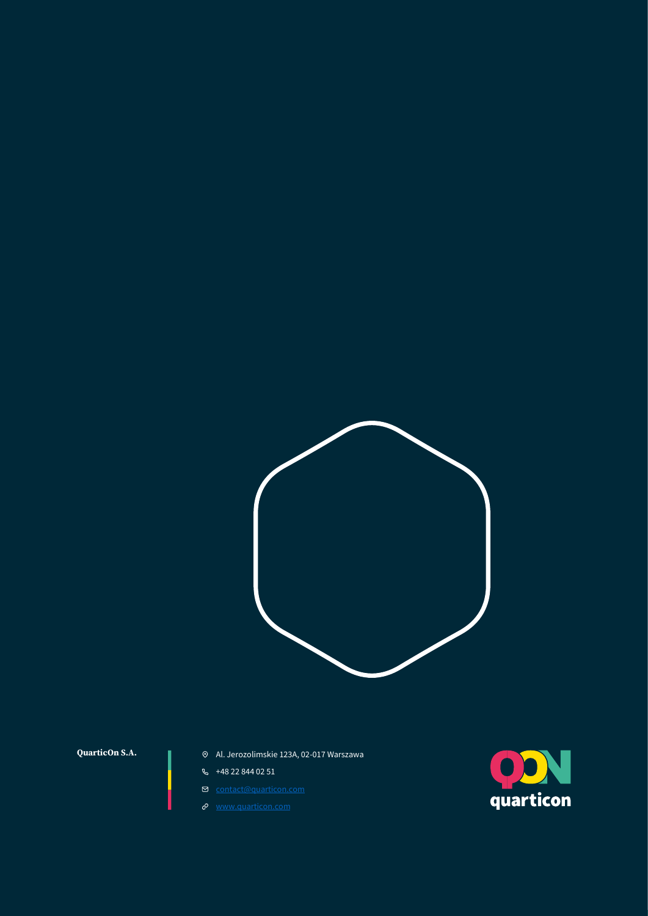**QuarticOn S.A.**

- Al. Jerozolimskie 123A, 02-017 Warszawa
- +48 22 844 02 51
- contact@quarticon.com
- www.quarticon.com

quarticon